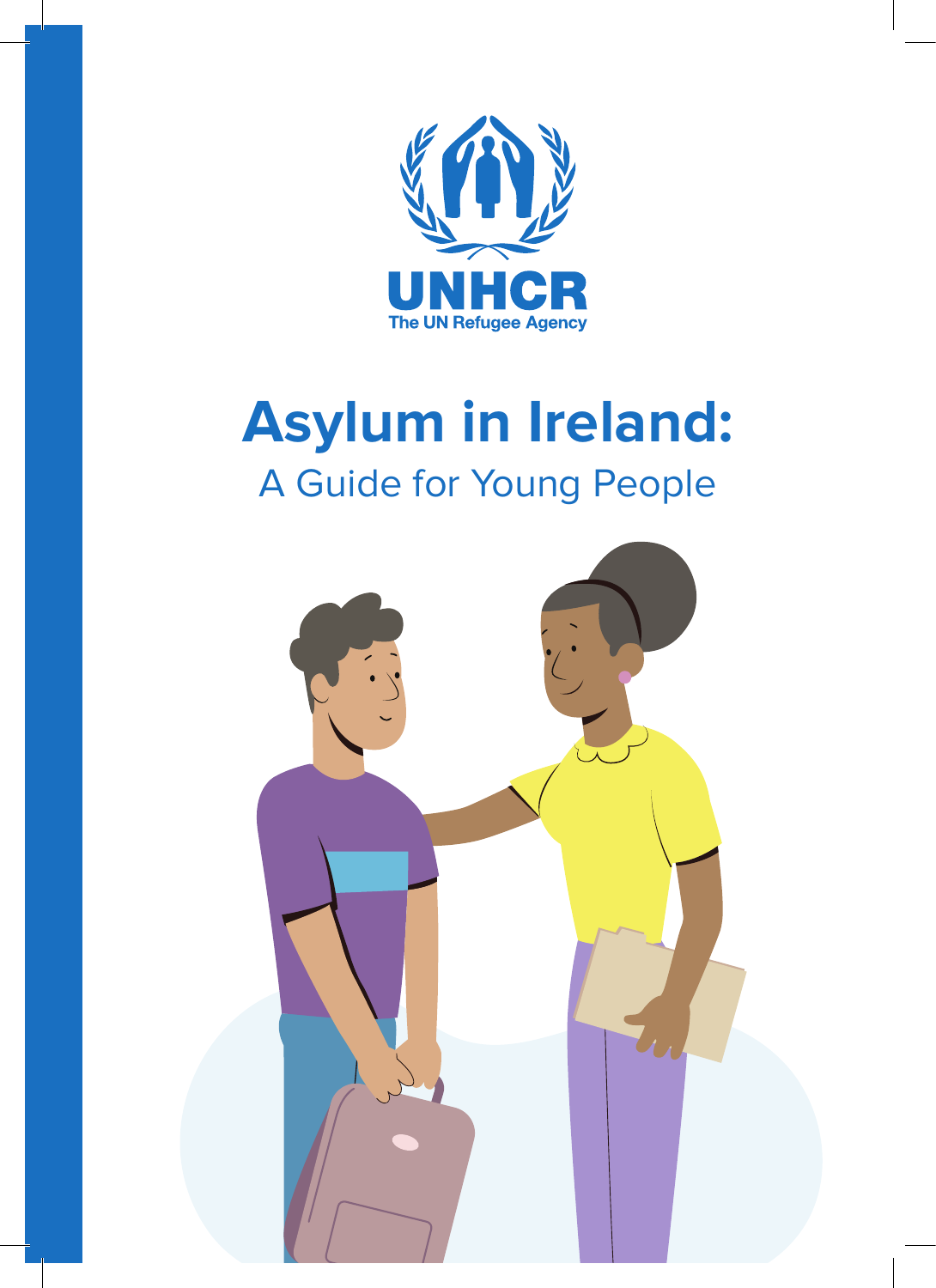UNHCR
The UN Refugee Agency

# Asylum in Ireland:

## A Guide for Young People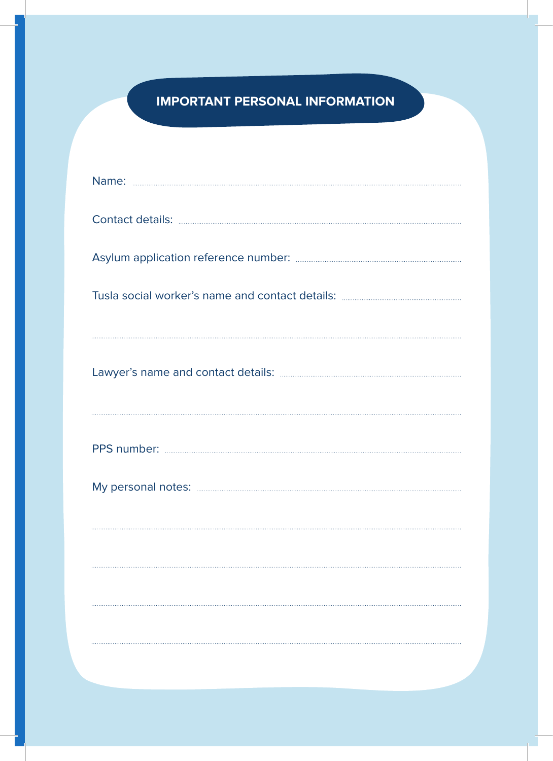# IMPORTANT PERSONAL INFORMATION

Name: ..............................................................................................................

Contact details: ..............................................................................................................

Asylum application reference number: ..............................................................................................................

Tusla social worker's name and contact details: ..............................................................................................................

..............................................................................................................

Lawyer's name and contact details: ..............................................................................................................

..............................................................................................................

PPS number: ..............................................................................................................

My personal notes: ..............................................................................................................

..............................................................................................................

..............................................................................................................

..............................................................................................................

..............................................................................................................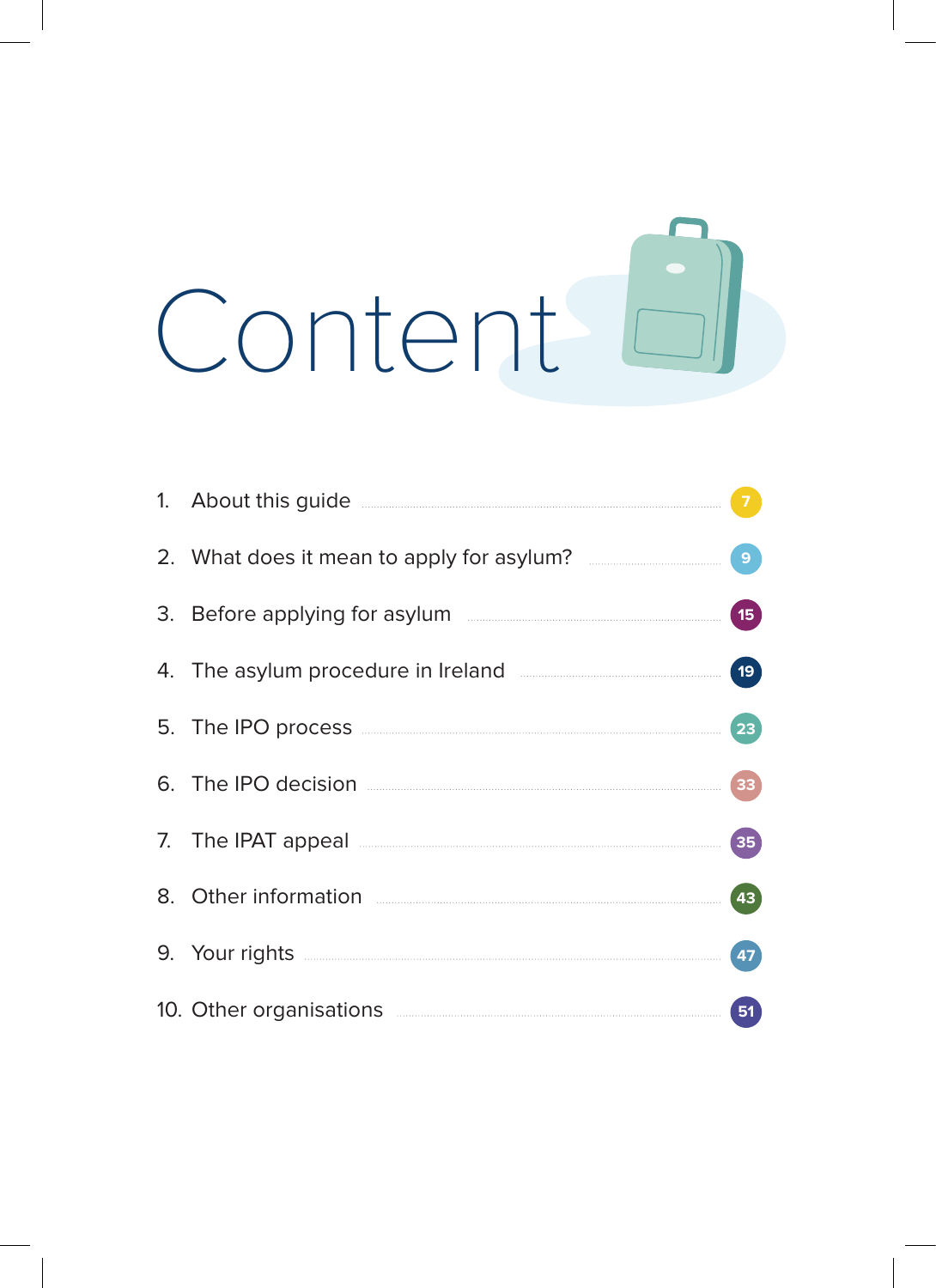# Content

1. About this guide ........ 7
2. What does it mean to apply for asylum? ........ 9
3. Before applying for asylum ........ 15
4. The asylum procedure in Ireland ........ 19
5. The IPO process ........ 23
6. The IPO decision ........ 33
7. The IPAT appeal ........ 35
8. Other information ........ 43
9. Your rights ........ 47
10. Other organisations ........ 51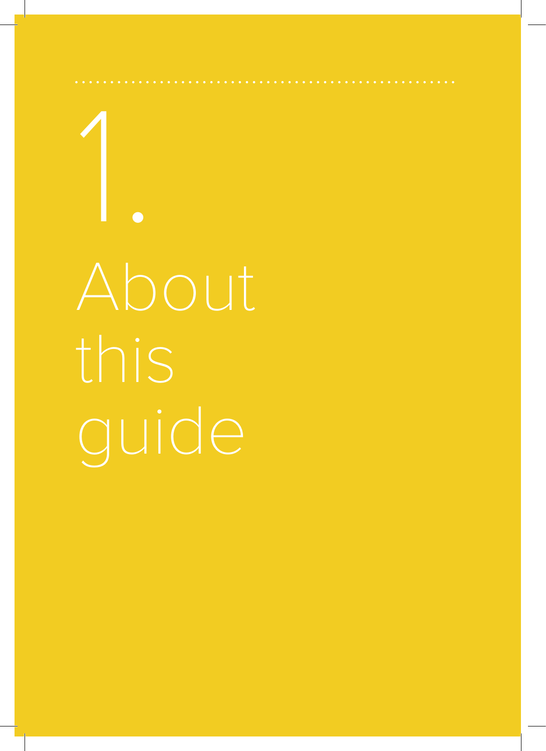# 1. About this guide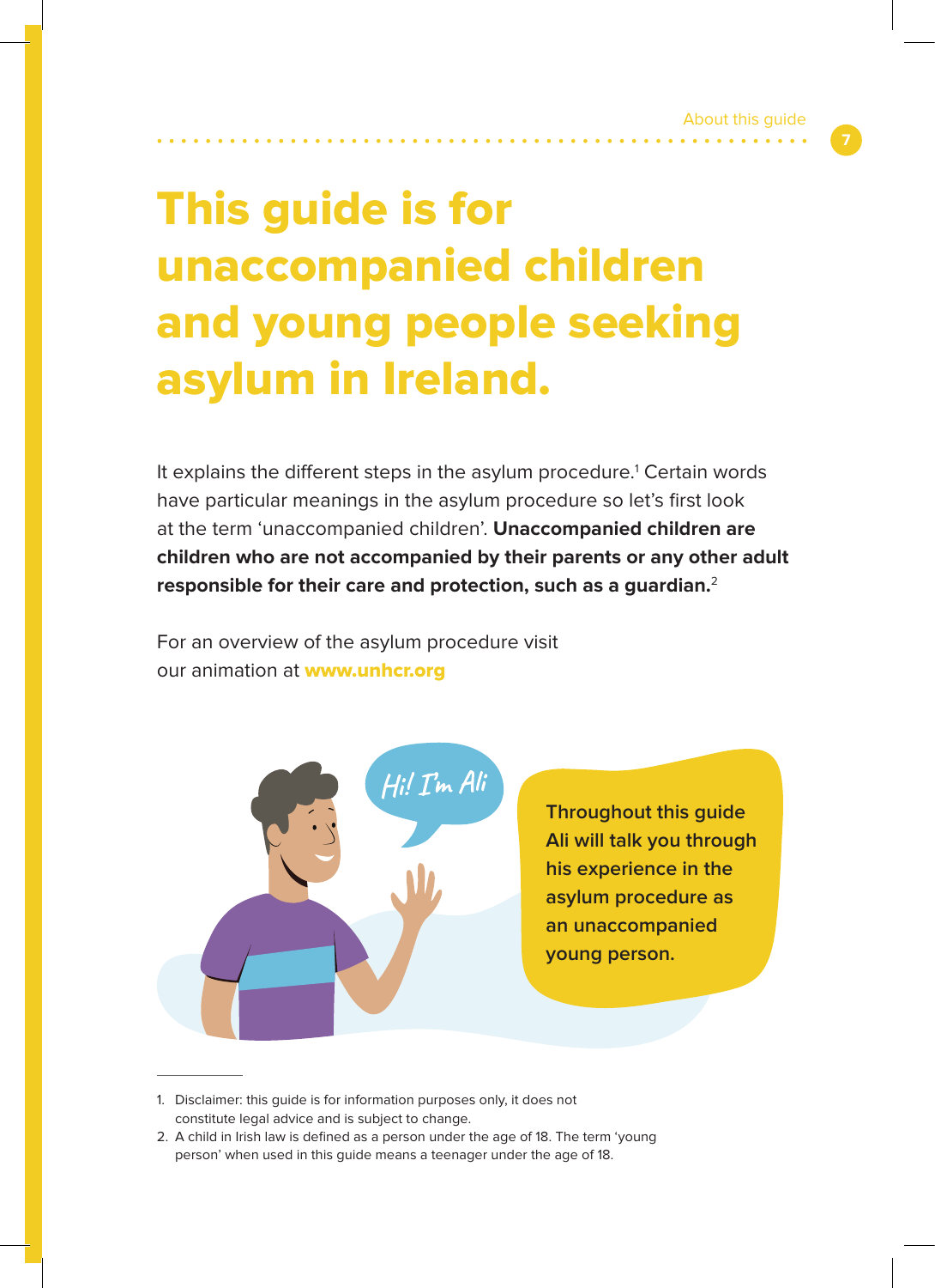# This guide is for unaccompanied children and young people seeking asylum in Ireland.

It explains the different steps in the asylum procedure.[1] Certain words have particular meanings in the asylum procedure so let's first look at the term 'unaccompanied children'. **Unaccompanied children are children who are not accompanied by their parents or any other adult responsible for their care and protection, such as a guardian.**[2]

For an overview of the asylum procedure visit our animation at **www.unhcr.org**

Hi! I'm Ali

**Throughout this guide Ali will talk you through his experience in the asylum procedure as an unaccompanied young person.**

---

1. Disclaimer: this guide is for information purposes only, it does not constitute legal advice and is subject to change.
2. A child in Irish law is defined as a person under the age of 18. The term 'young person' when used in this guide means a teenager under the age of 18.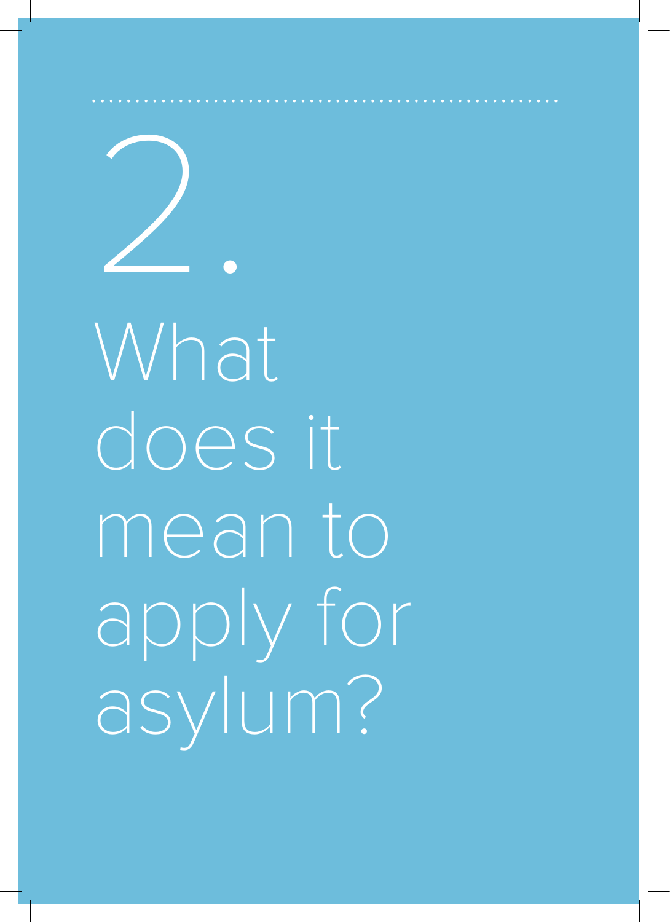# 2. What does it mean to apply for asylum?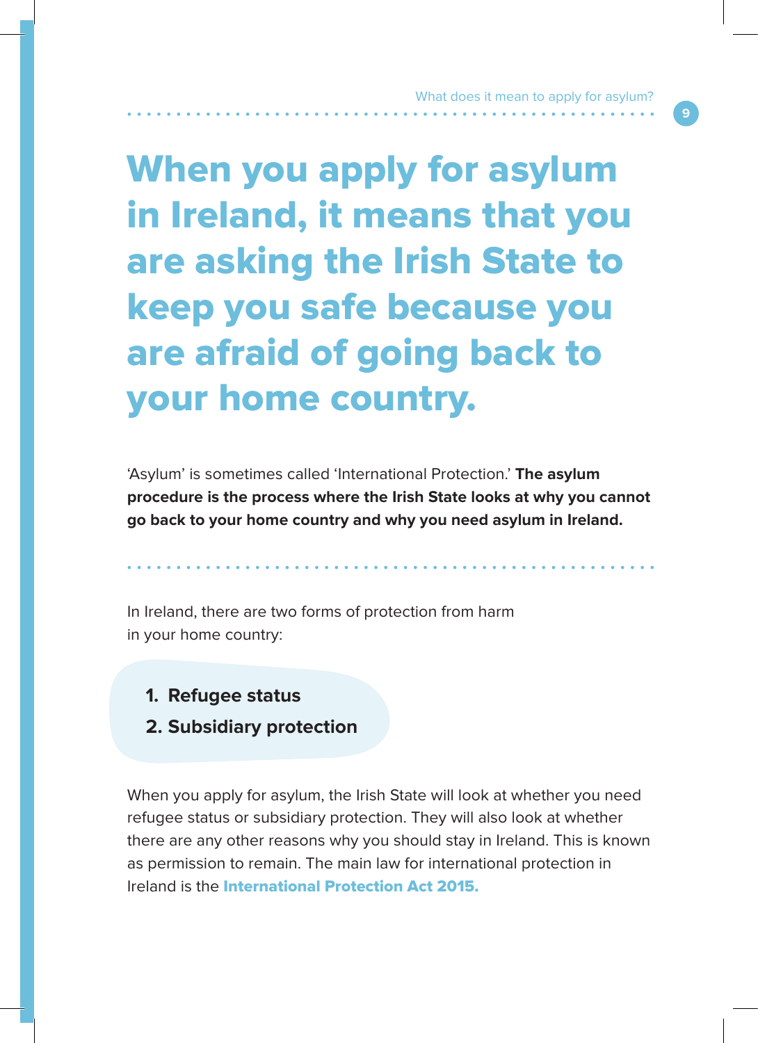# When you apply for asylum in Ireland, it means that you are asking the Irish State to keep you safe because you are afraid of going back to your home country.

'Asylum' is sometimes called 'International Protection.' **The asylum procedure is the process where the Irish State looks at why you cannot go back to your home country and why you need asylum in Ireland.**

In Ireland, there are two forms of protection from harm in your home country:

1. **Refugee status**
2. **Subsidiary protection**

When you apply for asylum, the Irish State will look at whether you need refugee status or subsidiary protection. They will also look at whether there are any other reasons why you should stay in Ireland. This is known as permission to remain. The main law for international protection in Ireland is the **International Protection Act 2015.**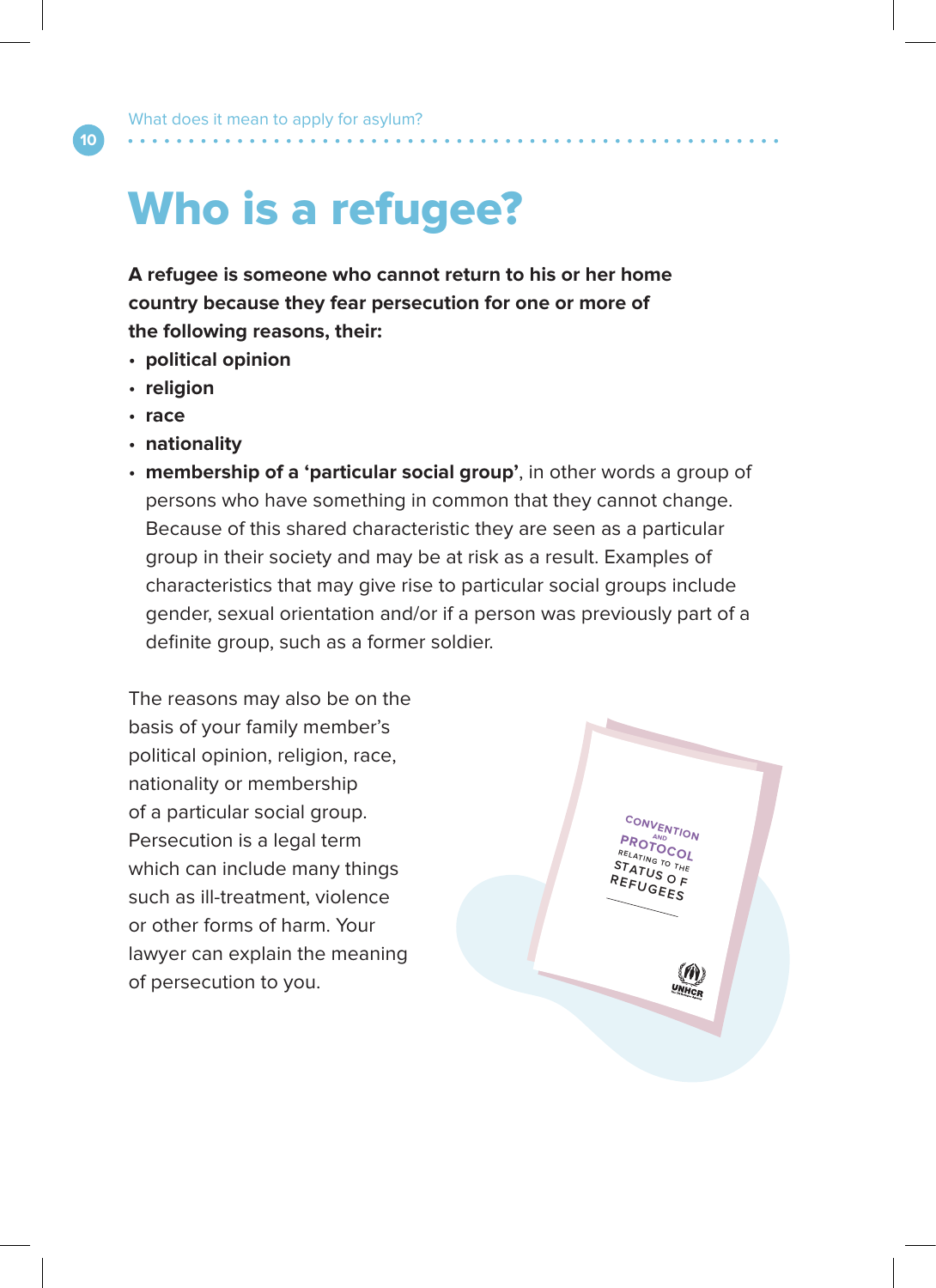# Who is a refugee?

**A refugee is someone who cannot return to his or her home country because they fear persecution for one or more of the following reasons, their:**

- **political opinion**
- **religion**
- **race**
- **nationality**
- **membership of a 'particular social group'**, in other words a group of persons who have something in common that they cannot change. Because of this shared characteristic they are seen as a particular group in their society and may be at risk as a result. Examples of characteristics that may give rise to particular social groups include gender, sexual orientation and/or if a person was previously part of a definite group, such as a former soldier.

The reasons may also be on the basis of your family member's political opinion, religion, race, nationality or membership of a particular social group. Persecution is a legal term which can include many things such as ill-treatment, violence or other forms of harm. Your lawyer can explain the meaning of persecution to you.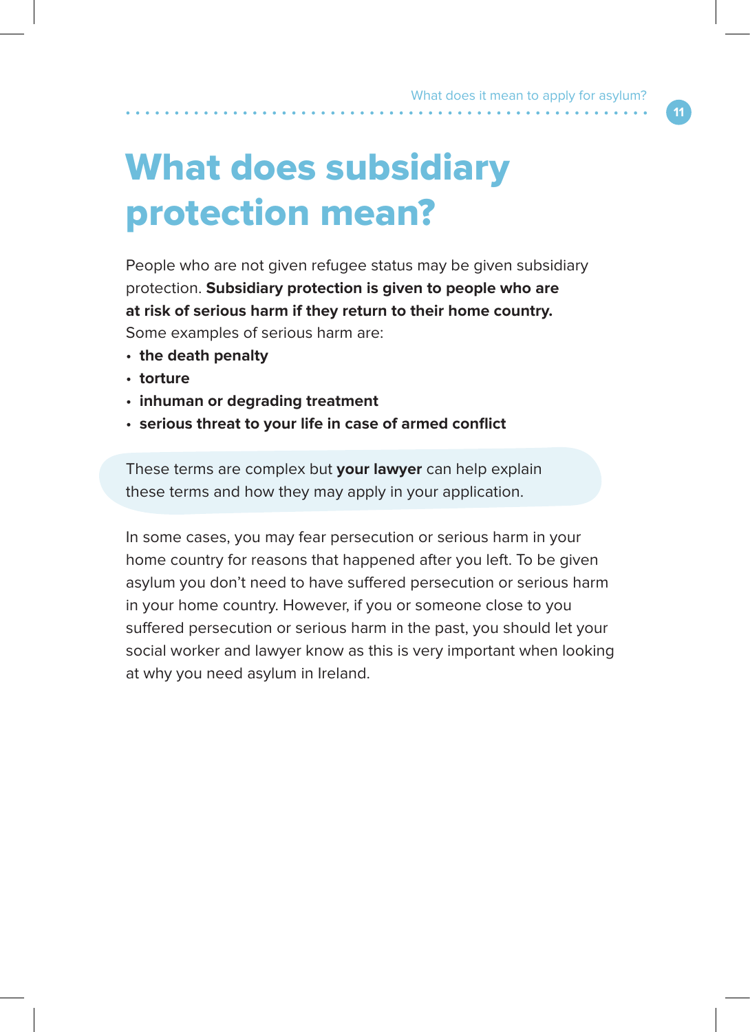# What does subsidiary protection mean?

People who are not given refugee status may be given subsidiary protection. **Subsidiary protection is given to people who are at risk of serious harm if they return to their home country.** Some examples of serious harm are:

- **the death penalty**
- **torture**
- **inhuman or degrading treatment**
- **serious threat to your life in case of armed conflict**

These terms are complex but **your lawyer** can help explain these terms and how they may apply in your application.

In some cases, you may fear persecution or serious harm in your home country for reasons that happened after you left. To be given asylum you don't need to have suffered persecution or serious harm in your home country. However, if you or someone close to you suffered persecution or serious harm in the past, you should let your social worker and lawyer know as this is very important when looking at why you need asylum in Ireland.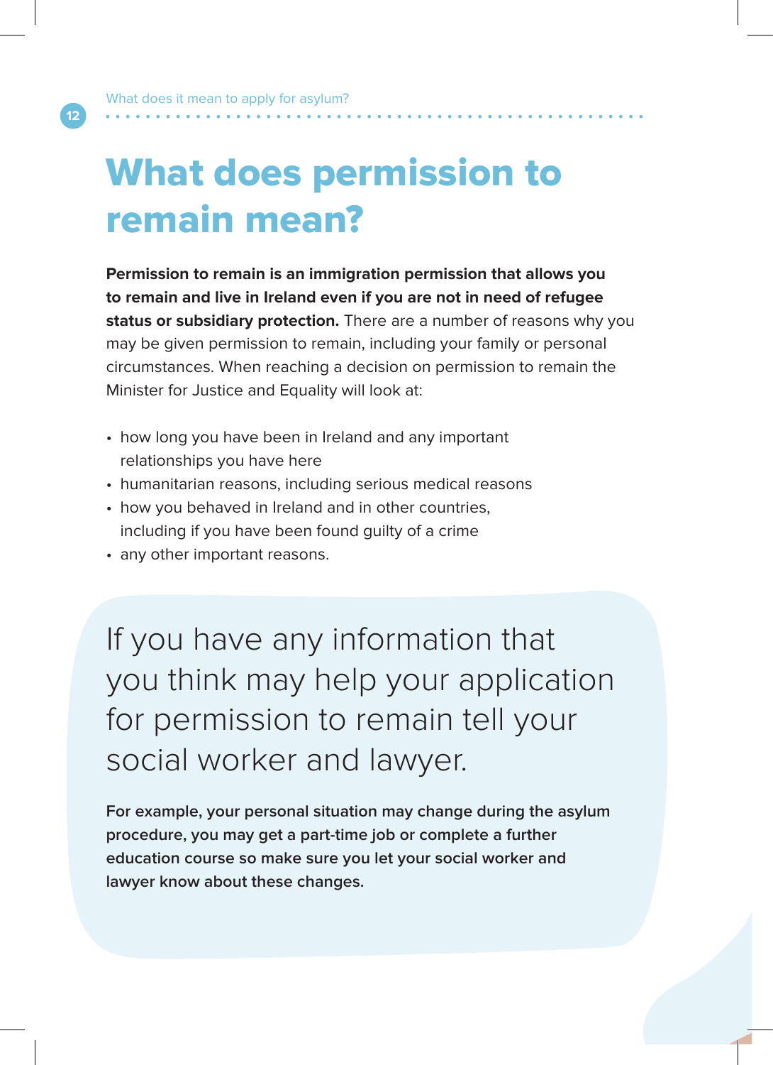# What does permission to remain mean?

**Permission to remain is an immigration permission that allows you to remain and live in Ireland even if you are not in need of refugee status or subsidiary protection.** There are a number of reasons why you may be given permission to remain, including your family or personal circumstances. When reaching a decision on permission to remain the Minister for Justice and Equality will look at:

- how long you have been in Ireland and any important relationships you have here
- humanitarian reasons, including serious medical reasons
- how you behaved in Ireland and in other countries, including if you have been found guilty of a crime
- any other important reasons.

If you have any information that you think may help your application for permission to remain tell your social worker and lawyer.

**For example, your personal situation may change during the asylum procedure, you may get a part-time job or complete a further education course so make sure you let your social worker and lawyer know about these changes.**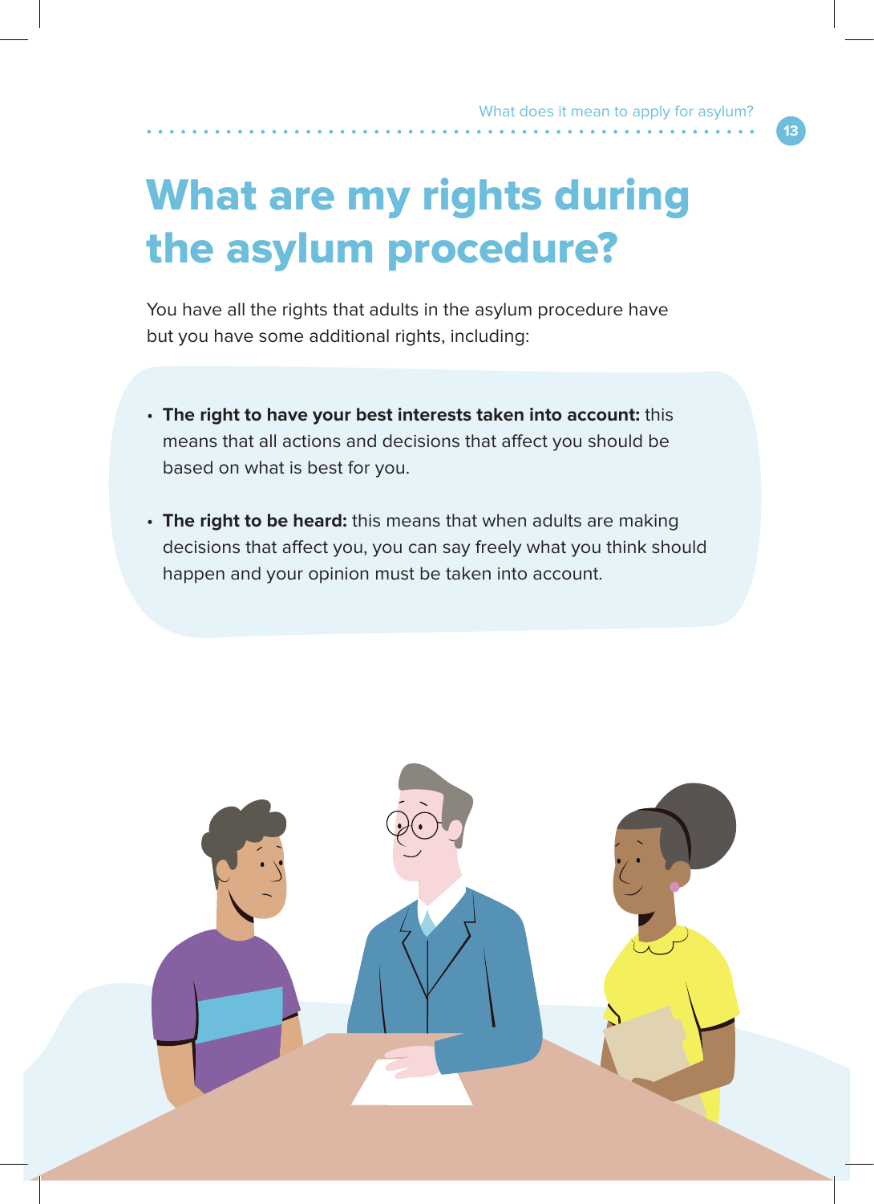# What are my rights during the asylum procedure?

You have all the rights that adults in the asylum procedure have but you have some additional rights, including:

- **The right to have your best interests taken into account:** this means that all actions and decisions that affect you should be based on what is best for you.
- **The right to be heard:** this means that when adults are making decisions that affect you, you can say freely what you think should happen and your opinion must be taken into account.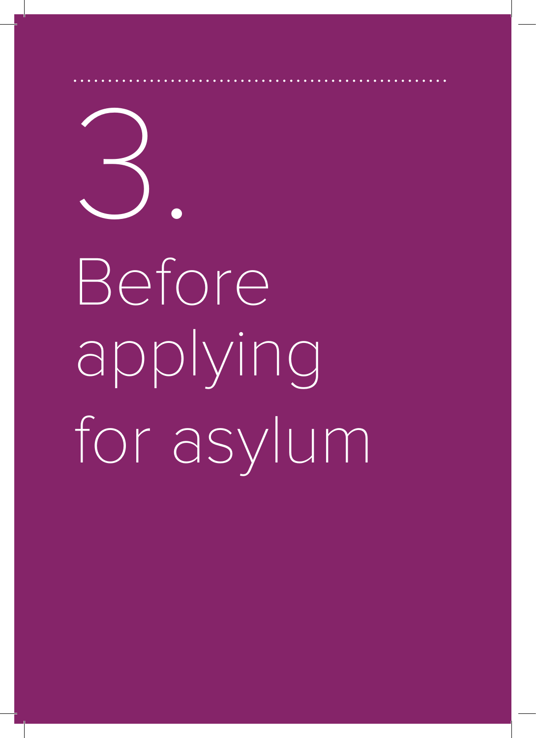# 3. Before applying for asylum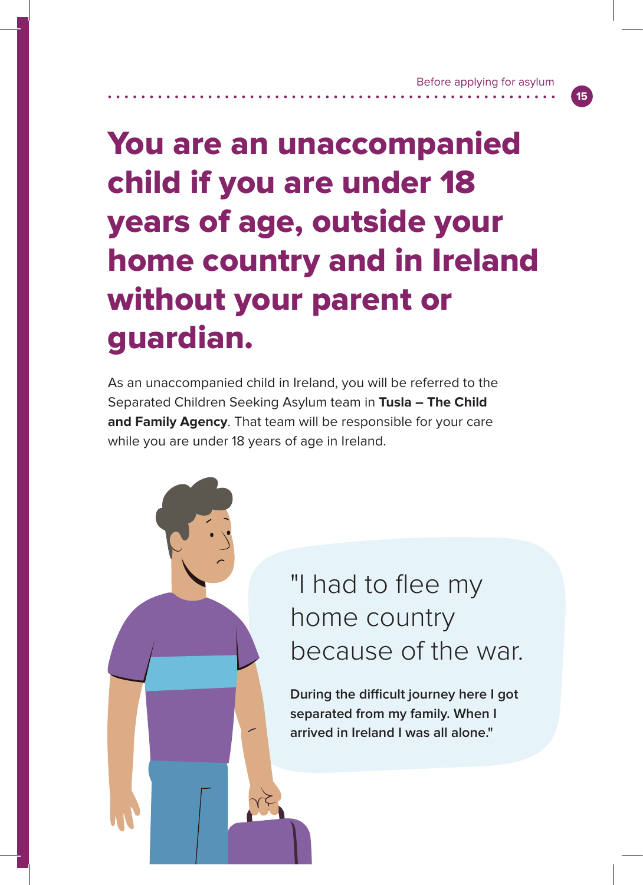# You are an unaccompanied child if you are under 18 years of age, outside your home country and in Ireland without your parent or guardian.

As an unaccompanied child in Ireland, you will be referred to the Separated Children Seeking Asylum team in **Tusla – The Child and Family Agency**. That team will be responsible for your care while you are under 18 years of age in Ireland.

"I had to flee my home country because of the war.

**During the difficult journey here I got separated from my family. When I arrived in Ireland I was all alone."**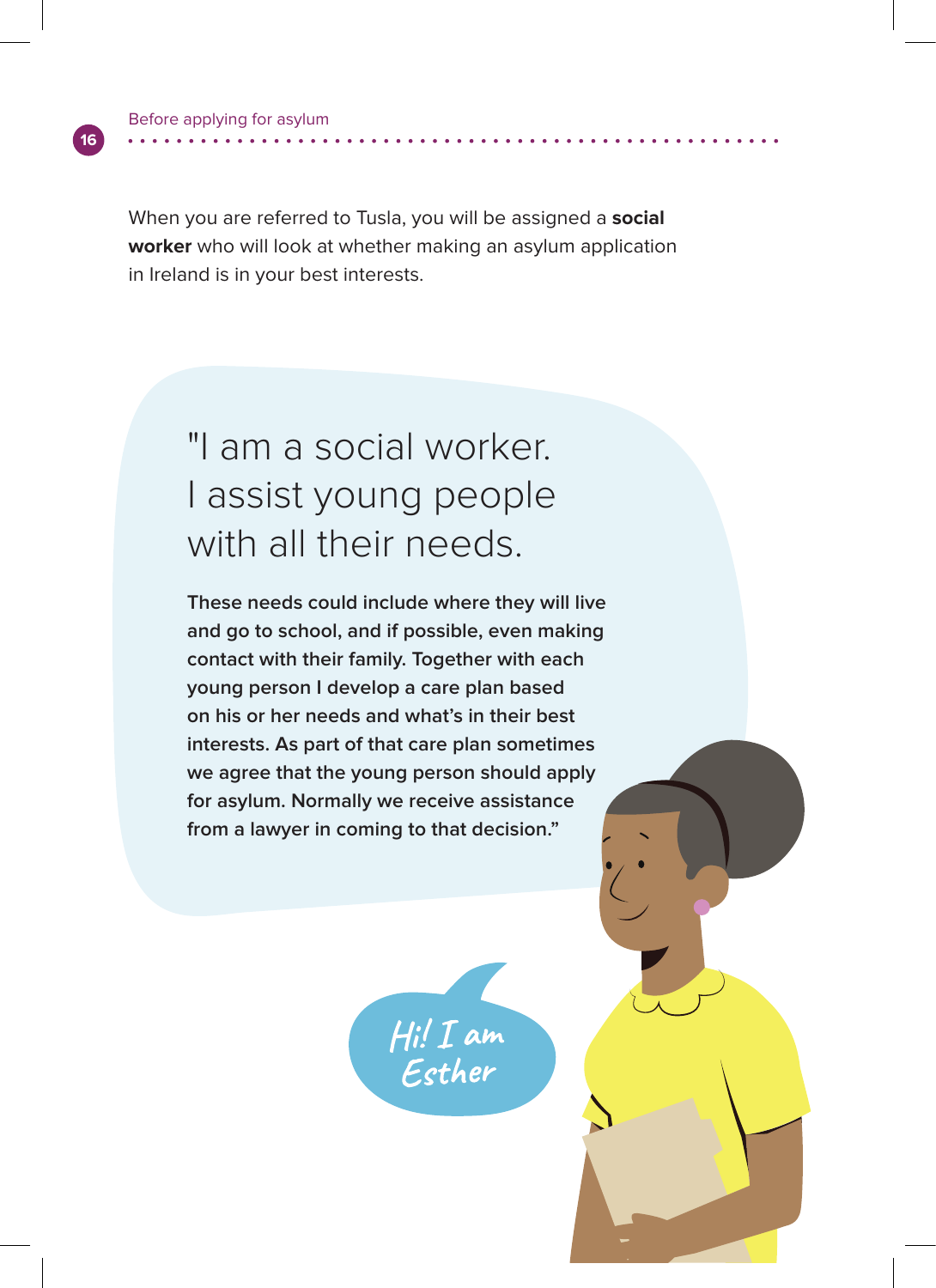When you are referred to Tusla, you will be assigned a **social worker** who will look at whether making an asylum application in Ireland is in your best interests.

"I am a social worker. I assist young people with all their needs.

**These needs could include where they will live and go to school, and if possible, even making contact with their family. Together with each young person I develop a care plan based on his or her needs and what's in their best interests. As part of that care plan sometimes we agree that the young person should apply for asylum. Normally we receive assistance from a lawyer in coming to that decision."**

Hi! I am Esther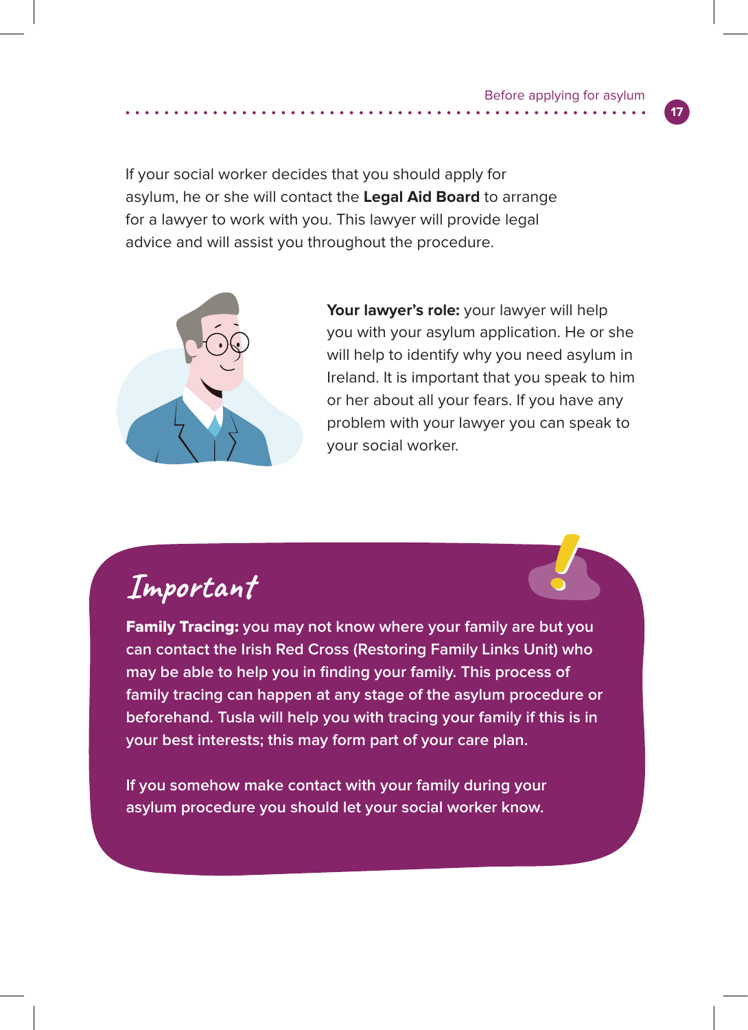If your social worker decides that you should apply for asylum, he or she will contact the **Legal Aid Board** to arrange for a lawyer to work with you. This lawyer will provide legal advice and will assist you throughout the procedure.

**Your lawyer's role:** your lawyer will help you with your asylum application. He or she will help to identify why you need asylum in Ireland. It is important that you speak to him or her about all your fears. If you have any problem with your lawyer you can speak to your social worker.

## Important

**Family Tracing:** you may not know where your family are but you can contact the Irish Red Cross (Restoring Family Links Unit) who may be able to help you in finding your family. This process of family tracing can happen at any stage of the asylum procedure or beforehand. Tusla will help you with tracing your family if this is in your best interests; this may form part of your care plan.

If you somehow make contact with your family during your asylum procedure you should let your social worker know.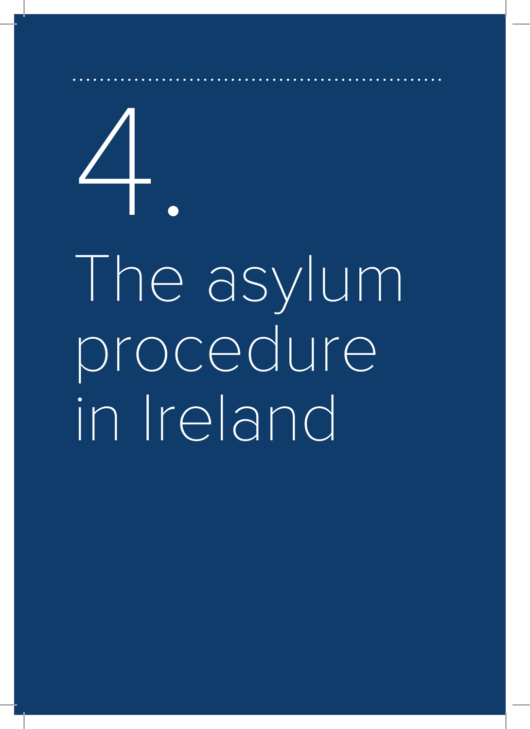# 4. The asylum procedure in Ireland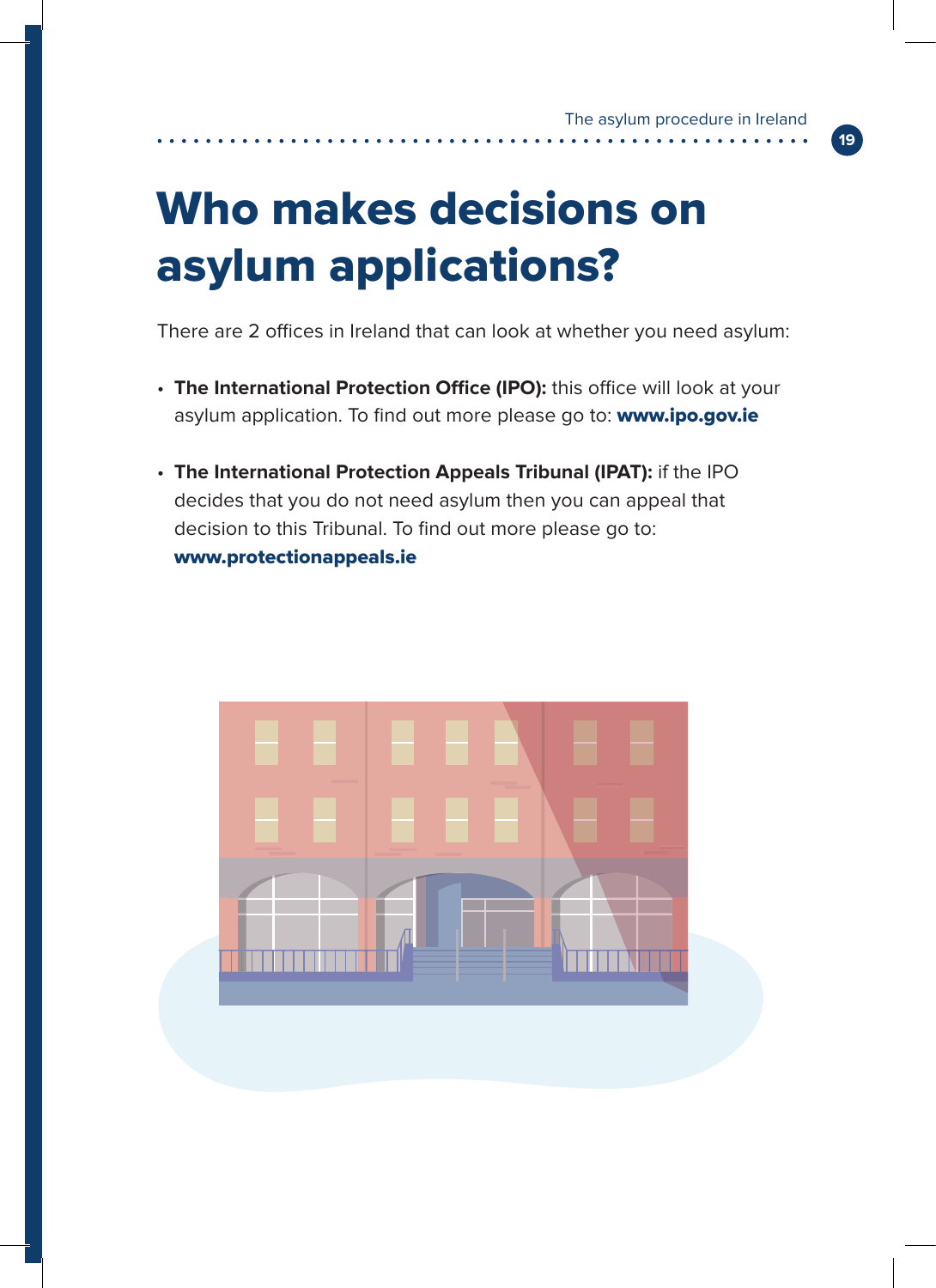# Who makes decisions on asylum applications?

There are 2 offices in Ireland that can look at whether you need asylum:

- **The International Protection Office (IPO):** this office will look at your asylum application. To find out more please go to: **www.ipo.gov.ie**

- **The International Protection Appeals Tribunal (IPAT):** if the IPO decides that you do not need asylum then you can appeal that decision to this Tribunal. To find out more please go to: **www.protectionappeals.ie**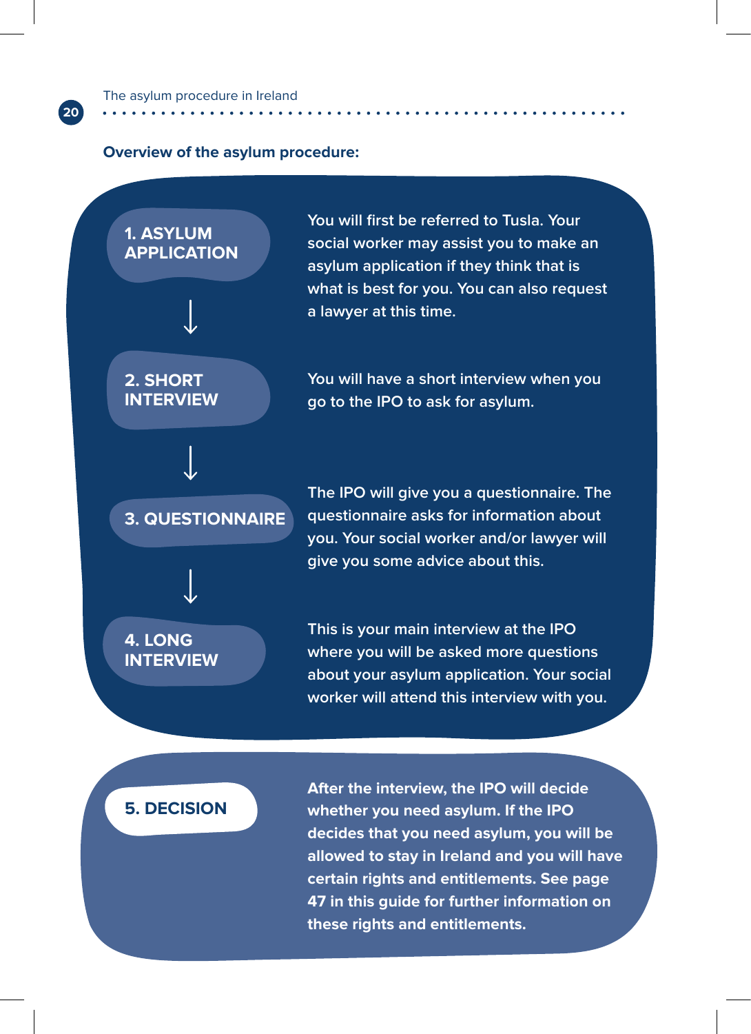**Overview of the asylum procedure:**

**1. ASYLUM APPLICATION**

You will first be referred to Tusla. Your social worker may assist you to make an asylum application if they think that is what is best for you. You can also request a lawyer at this time.

↓

**2. SHORT INTERVIEW**

You will have a short interview when you go to the IPO to ask for asylum.

↓

**3. QUESTIONNAIRE**

The IPO will give you a questionnaire. The questionnaire asks for information about you. Your social worker and/or lawyer will give you some advice about this.

↓

**4. LONG INTERVIEW**

This is your main interview at the IPO where you will be asked more questions about your asylum application. Your social worker will attend this interview with you.

**5. DECISION**

**After the interview, the IPO will decide whether you need asylum. If the IPO decides that you need asylum, you will be allowed to stay in Ireland and you will have certain rights and entitlements. See page 47 in this guide for further information on these rights and entitlements.**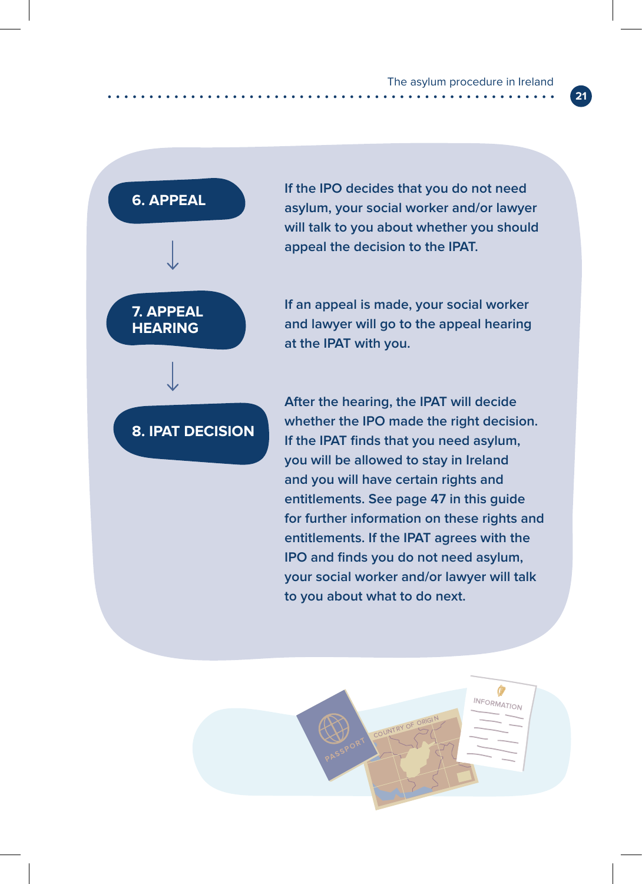## 6. APPEAL

If the IPO decides that you do not need asylum, your social worker and/or lawyer will talk to you about whether you should appeal the decision to the IPAT.

## 7. APPEAL HEARING

If an appeal is made, your social worker and lawyer will go to the appeal hearing at the IPAT with you.

## 8. IPAT DECISION

After the hearing, the IPAT will decide whether the IPO made the right decision. If the IPAT finds that you need asylum, you will be allowed to stay in Ireland and you will have certain rights and entitlements. See page 47 in this guide for further information on these rights and entitlements. If the IPAT agrees with the IPO and finds you do not need asylum, your social worker and/or lawyer will talk to you about what to do next.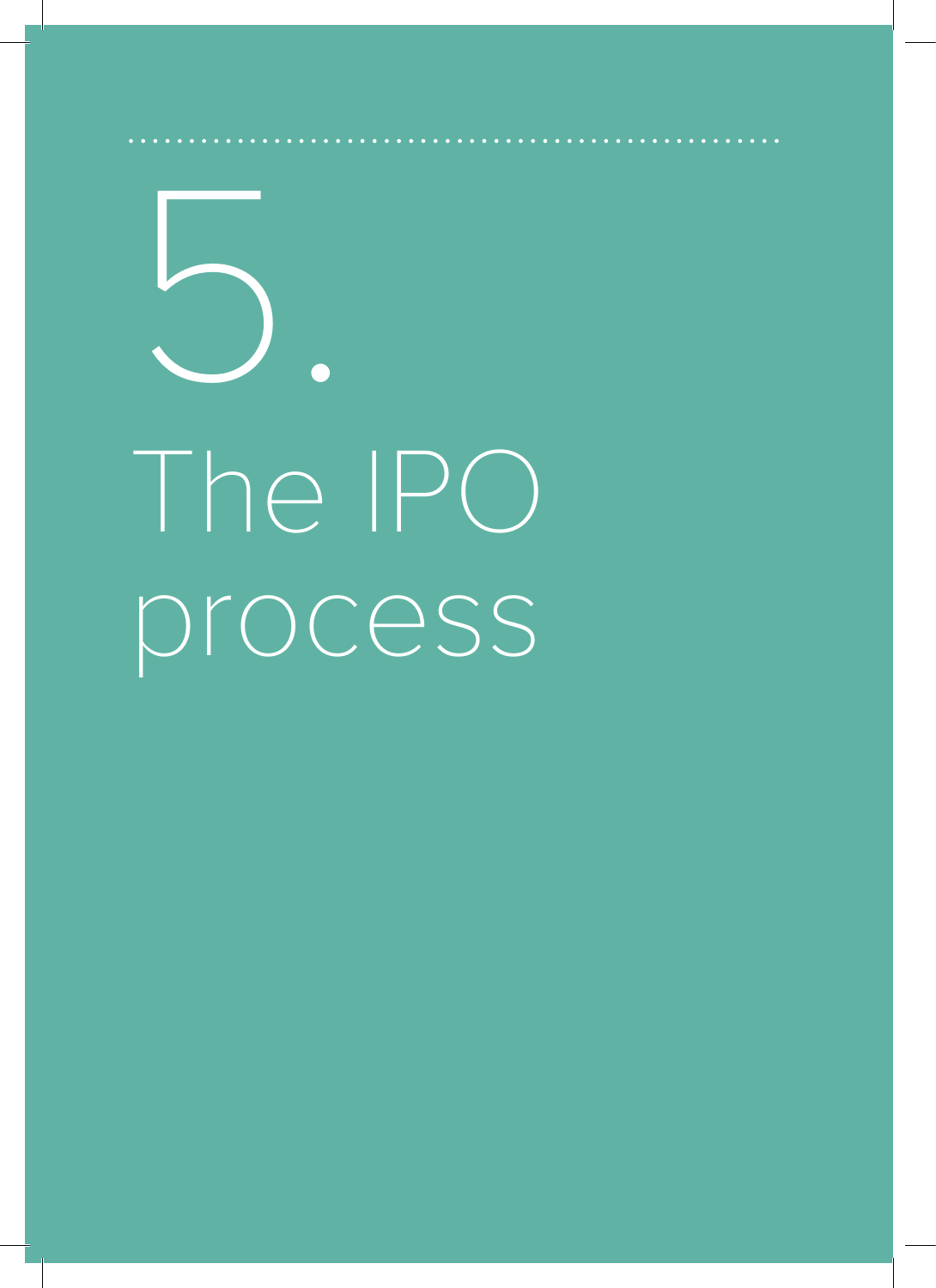# 5. The IPO process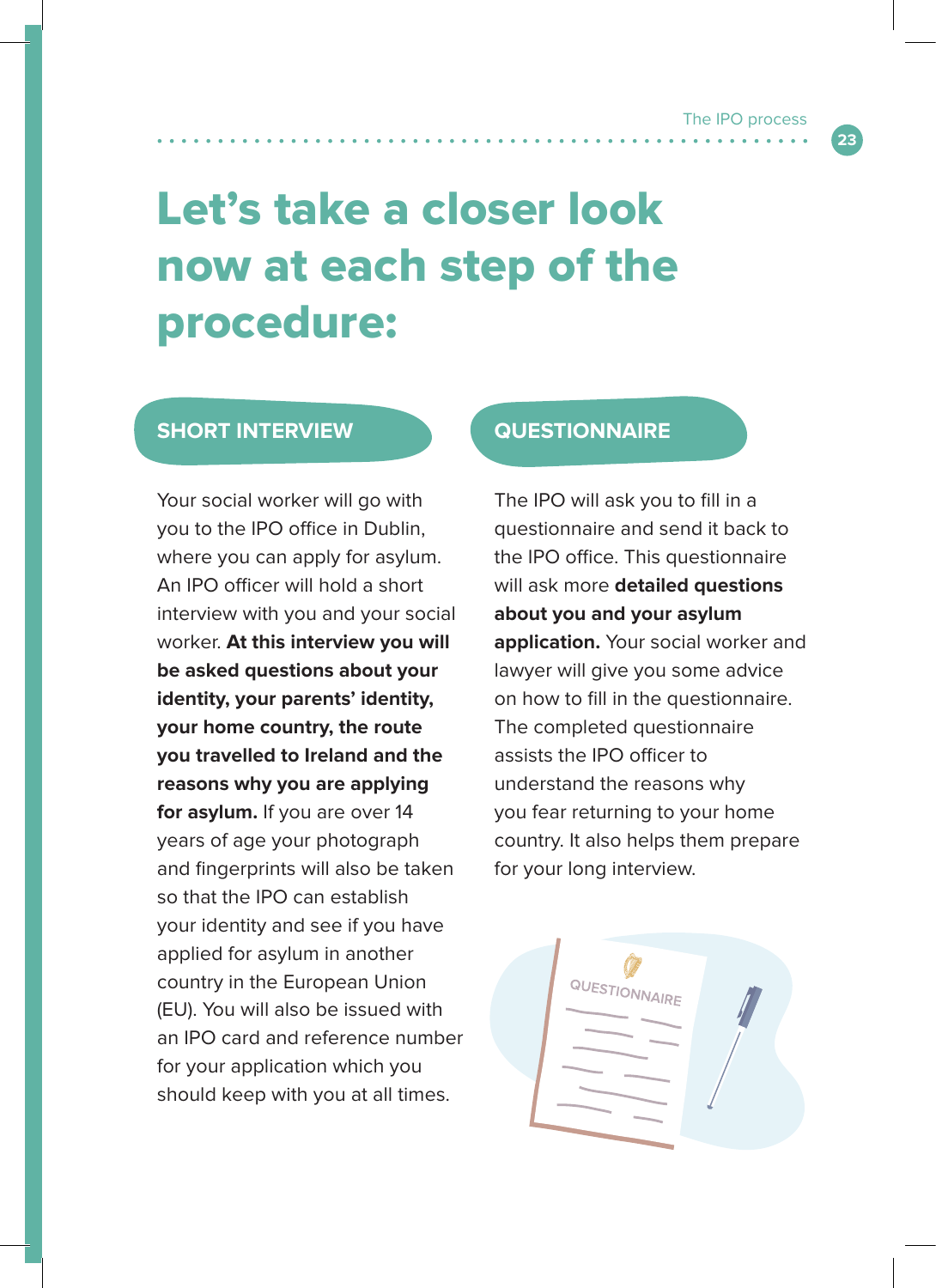# Let's take a closer look now at each step of the procedure:

## SHORT INTERVIEW

Your social worker will go with you to the IPO office in Dublin, where you can apply for asylum. An IPO officer will hold a short interview with you and your social worker. **At this interview you will be asked questions about your identity, your parents' identity, your home country, the route you travelled to Ireland and the reasons why you are applying for asylum.** If you are over 14 years of age your photograph and fingerprints will also be taken so that the IPO can establish your identity and see if you have applied for asylum in another country in the European Union (EU). You will also be issued with an IPO card and reference number for your application which you should keep with you at all times.

## QUESTIONNAIRE

The IPO will ask you to fill in a questionnaire and send it back to the IPO office. This questionnaire will ask more **detailed questions about you and your asylum application.** Your social worker and lawyer will give you some advice on how to fill in the questionnaire. The completed questionnaire assists the IPO officer to understand the reasons why you fear returning to your home country. It also helps them prepare for your long interview.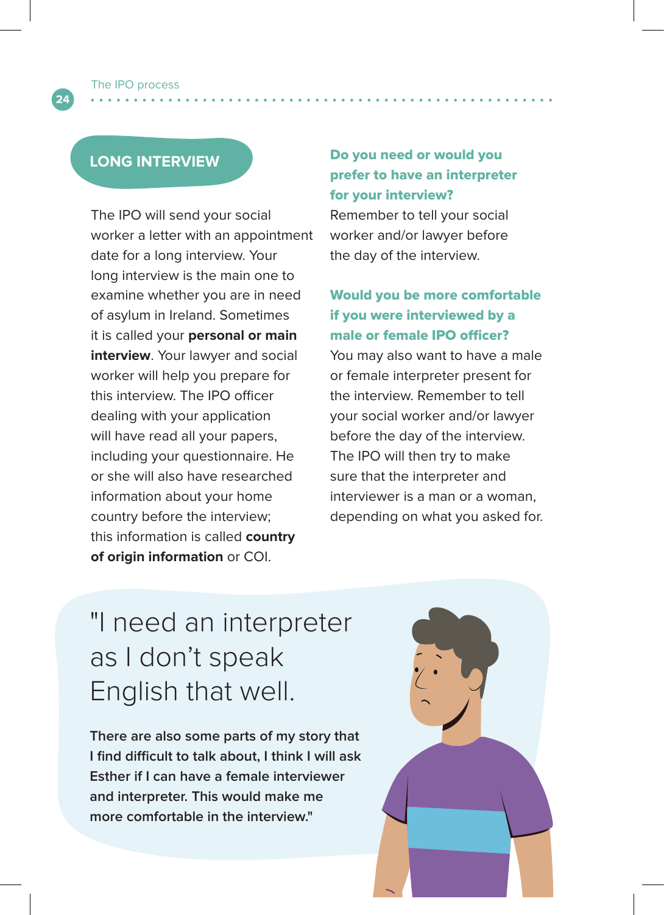## LONG INTERVIEW

The IPO will send your social worker a letter with an appointment date for a long interview. Your long interview is the main one to examine whether you are in need of asylum in Ireland. Sometimes it is called your **personal or main interview**. Your lawyer and social worker will help you prepare for this interview. The IPO officer dealing with your application will have read all your papers, including your questionnaire. He or she will also have researched information about your home country before the interview; this information is called **country of origin information** or COI.

### Do you need or would you prefer to have an interpreter for your interview?

Remember to tell your social worker and/or lawyer before the day of the interview.

### Would you be more comfortable if you were interviewed by a male or female IPO officer?

You may also want to have a male or female interpreter present for the interview. Remember to tell your social worker and/or lawyer before the day of the interview. The IPO will then try to make sure that the interpreter and interviewer is a man or a woman, depending on what you asked for.

"I need an interpreter as I don't speak English that well.

**There are also some parts of my story that I find difficult to talk about, I think I will ask Esther if I can have a female interviewer and interpreter. This would make me more comfortable in the interview."**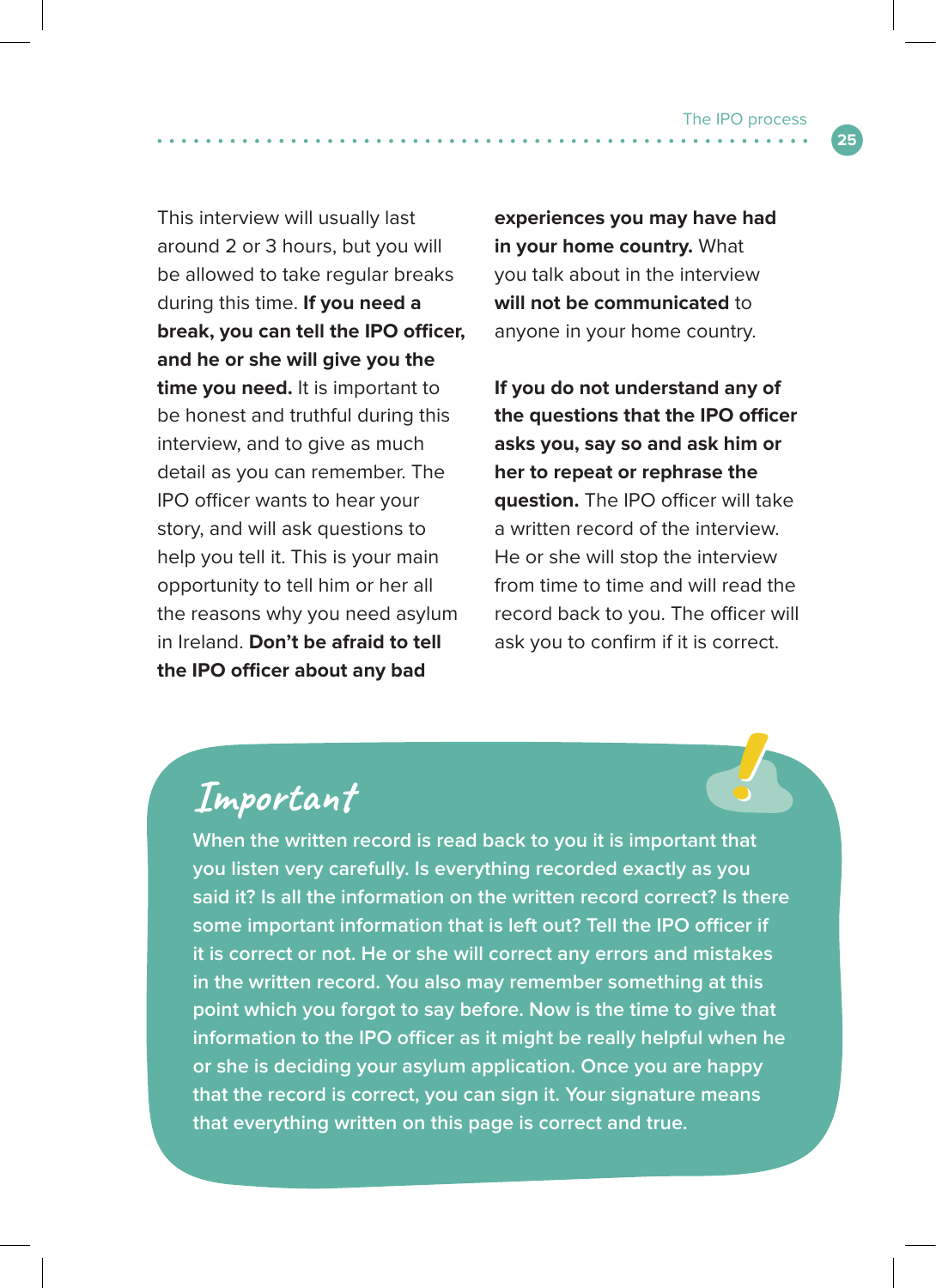This interview will usually last around 2 or 3 hours, but you will be allowed to take regular breaks during this time. **If you need a break, you can tell the IPO officer, and he or she will give you the time you need.** It is important to be honest and truthful during this interview, and to give as much detail as you can remember. The IPO officer wants to hear your story, and will ask questions to help you tell it. This is your main opportunity to tell him or her all the reasons why you need asylum in Ireland. **Don't be afraid to tell the IPO officer about any bad experiences you may have had in your home country.** What you talk about in the interview **will not be communicated** to anyone in your home country.

**If you do not understand any of the questions that the IPO officer asks you, say so and ask him or her to repeat or rephrase the question.** The IPO officer will take a written record of the interview. He or she will stop the interview from time to time and will read the record back to you. The officer will ask you to confirm if it is correct.

## Important

**When the written record is read back to you it is important that you listen very carefully. Is everything recorded exactly as you said it? Is all the information on the written record correct? Is there some important information that is left out? Tell the IPO officer if it is correct or not. He or she will correct any errors and mistakes in the written record. You also may remember something at this point which you forgot to say before. Now is the time to give that information to the IPO officer as it might be really helpful when he or she is deciding your asylum application. Once you are happy that the record is correct, you can sign it. Your signature means that everything written on this page is correct and true.**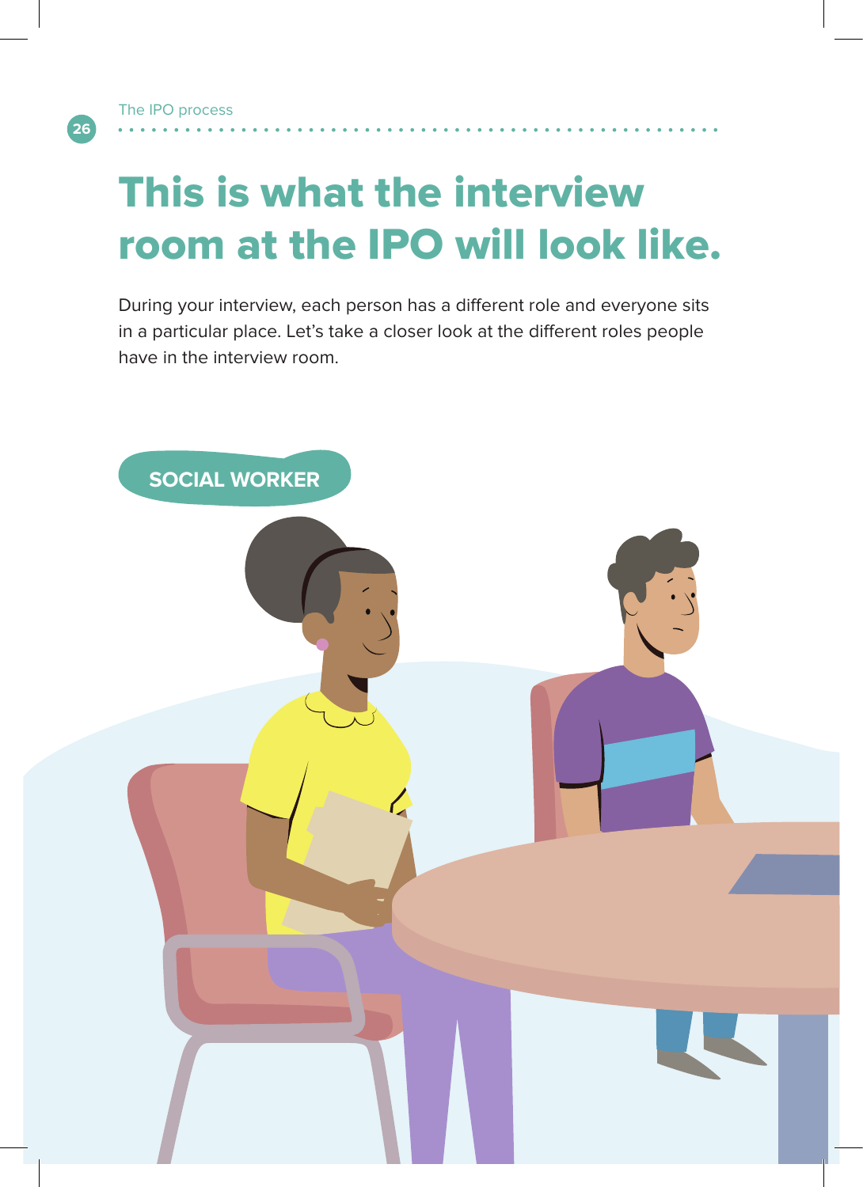# This is what the interview room at the IPO will look like.

During your interview, each person has a different role and everyone sits in a particular place. Let's take a closer look at the different roles people have in the interview room.

SOCIAL WORKER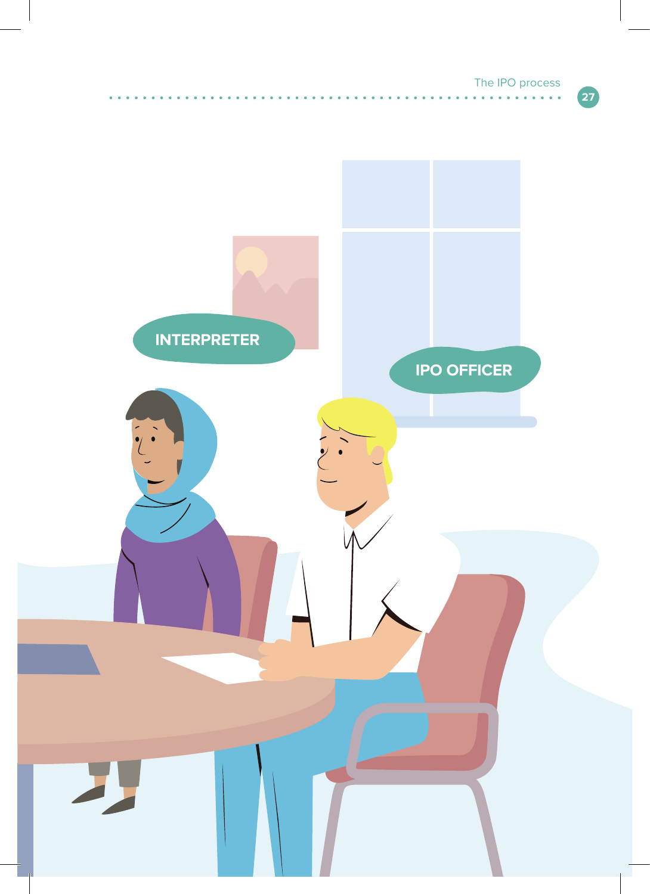INTERPRETER

IPO OFFICER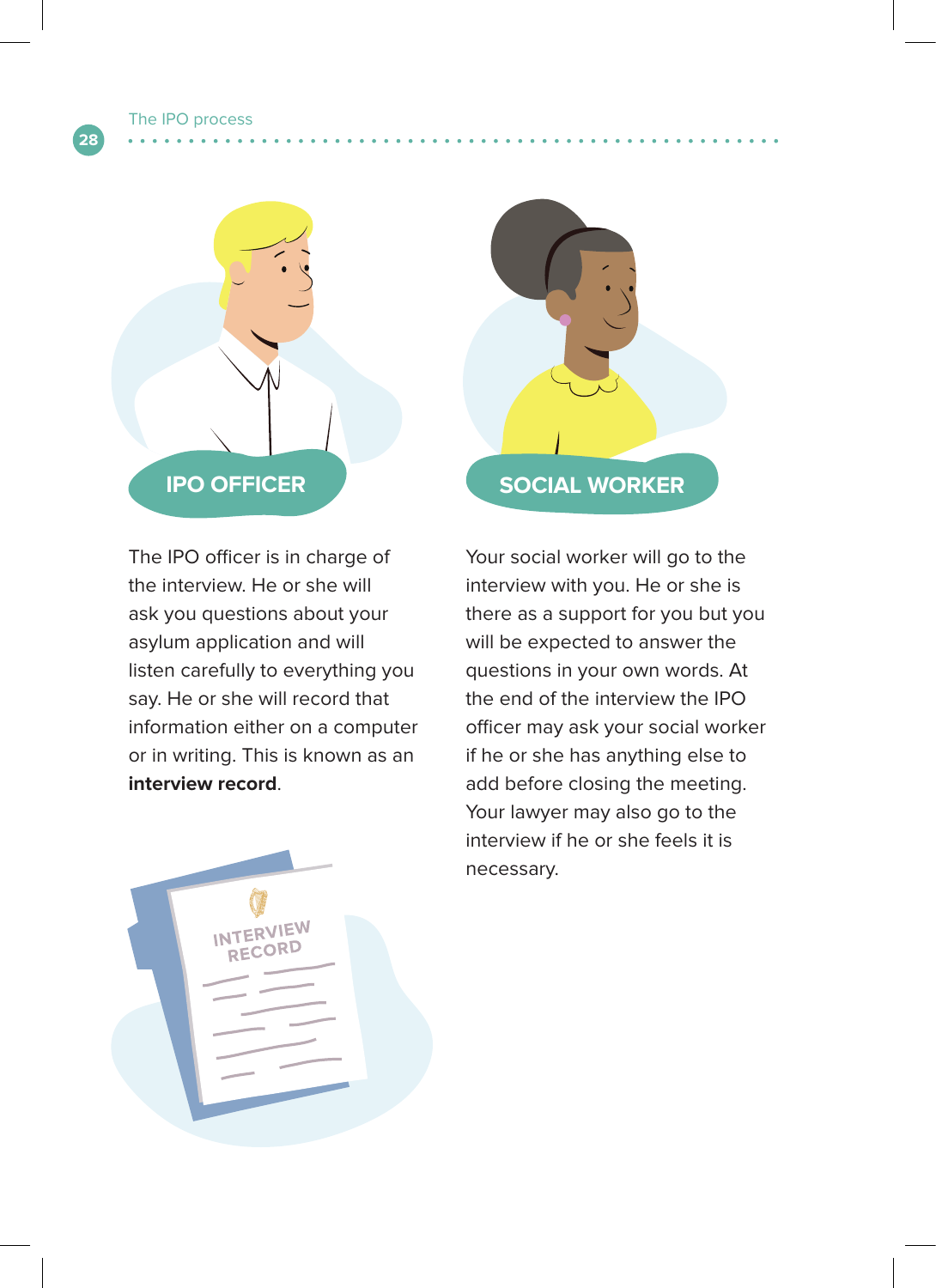## IPO OFFICER

The IPO officer is in charge of the interview. He or she will ask you questions about your asylum application and will listen carefully to everything you say. He or she will record that information either on a computer or in writing. This is known as an **interview record**.

## SOCIAL WORKER

Your social worker will go to the interview with you. He or she is there as a support for you but you will be expected to answer the questions in your own words. At the end of the interview the IPO officer may ask your social worker if he or she has anything else to add before closing the meeting. Your lawyer may also go to the interview if he or she feels it is necessary.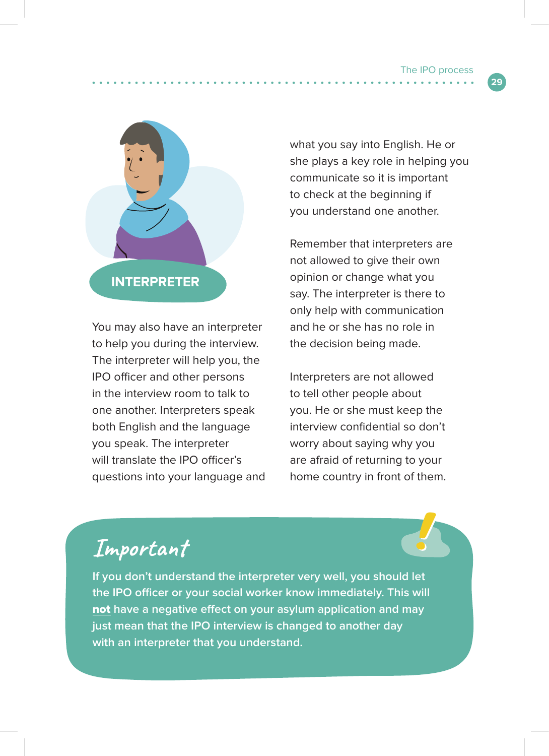## INTERPRETER

You may also have an interpreter to help you during the interview. The interpreter will help you, the IPO officer and other persons in the interview room to talk to one another. Interpreters speak both English and the language you speak. The interpreter will translate the IPO officer's questions into your language and what you say into English. He or she plays a key role in helping you communicate so it is important to check at the beginning if you understand one another.

Remember that interpreters are not allowed to give their own opinion or change what you say. The interpreter is there to only help with communication and he or she has no role in the decision being made.

Interpreters are not allowed to tell other people about you. He or she must keep the interview confidential so don't worry about saying why you are afraid of returning to your home country in front of them.

### Important

If you don't understand the interpreter very well, you should let the IPO officer or your social worker know immediately. This will **not** have a negative effect on your asylum application and may just mean that the IPO interview is changed to another day with an interpreter that you understand.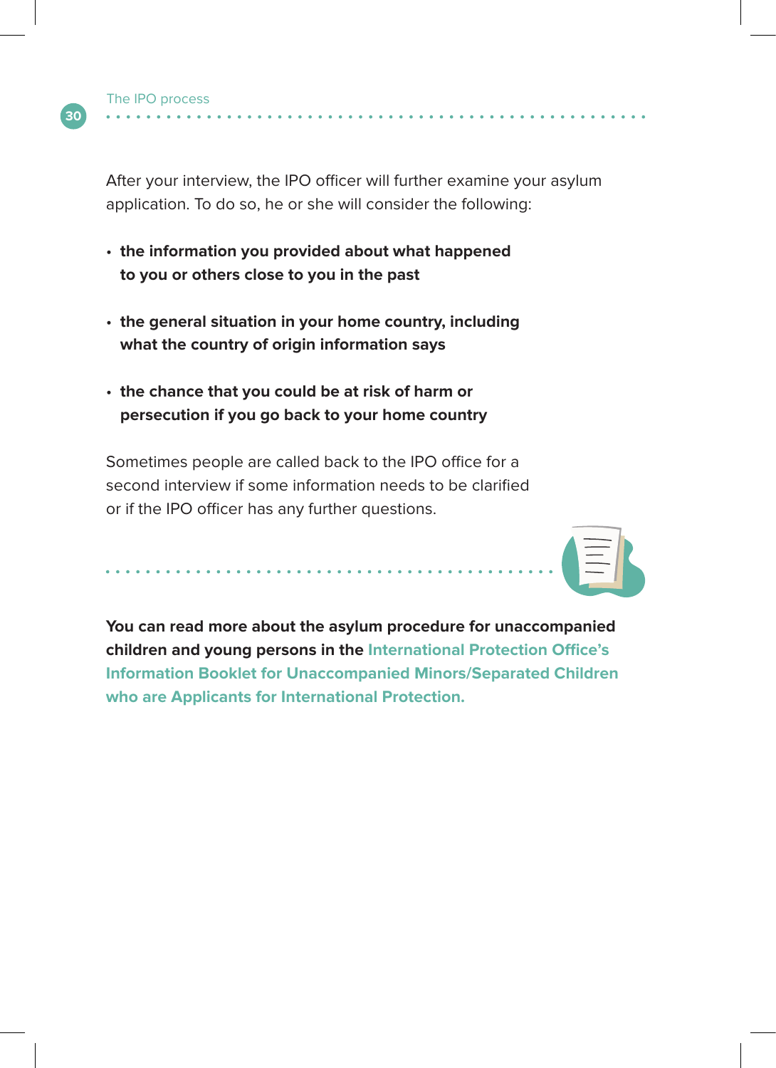After your interview, the IPO officer will further examine your asylum application. To do so, he or she will consider the following:

- **the information you provided about what happened to you or others close to you in the past**
- **the general situation in your home country, including what the country of origin information says**
- **the chance that you could be at risk of harm or persecution if you go back to your home country**

Sometimes people are called back to the IPO office for a second interview if some information needs to be clarified or if the IPO officer has any further questions.

**You can read more about the asylum procedure for unaccompanied children and young persons in the International Protection Office's Information Booklet for Unaccompanied Minors/Separated Children who are Applicants for International Protection.**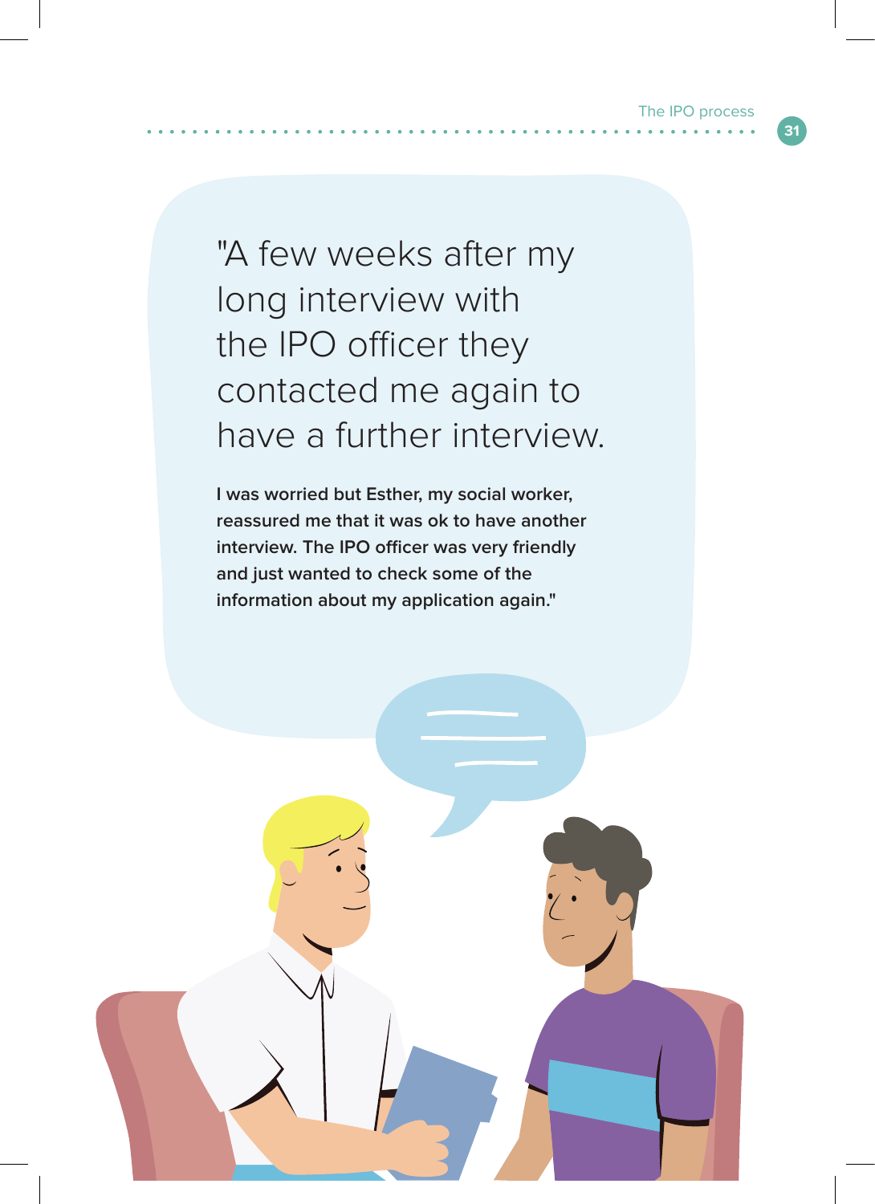"A few weeks after my long interview with the IPO officer they contacted me again to have a further interview.

**I was worried but Esther, my social worker, reassured me that it was ok to have another interview. The IPO officer was very friendly and just wanted to check some of the information about my application again."**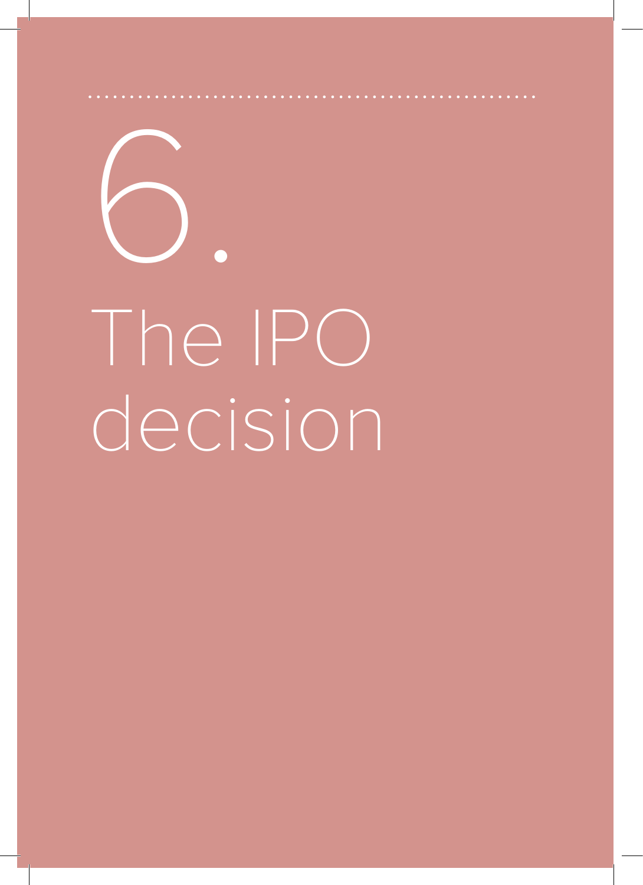# 6. The IPO decision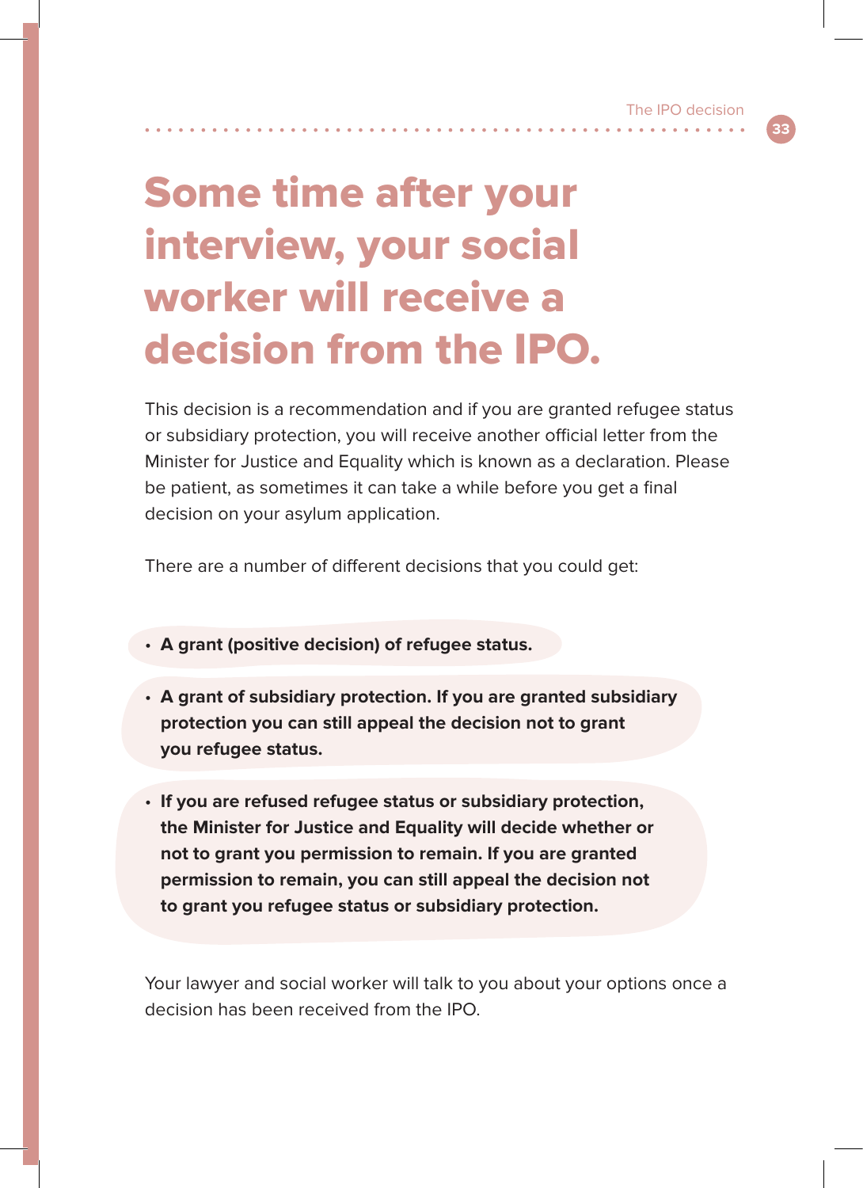# Some time after your interview, your social worker will receive a decision from the IPO.

This decision is a recommendation and if you are granted refugee status or subsidiary protection, you will receive another official letter from the Minister for Justice and Equality which is known as a declaration. Please be patient, as sometimes it can take a while before you get a final decision on your asylum application.

There are a number of different decisions that you could get:

- **A grant (positive decision) of refugee status.**
- **A grant of subsidiary protection. If you are granted subsidiary protection you can still appeal the decision not to grant you refugee status.**
- **If you are refused refugee status or subsidiary protection, the Minister for Justice and Equality will decide whether or not to grant you permission to remain. If you are granted permission to remain, you can still appeal the decision not to grant you refugee status or subsidiary protection.**

Your lawyer and social worker will talk to you about your options once a decision has been received from the IPO.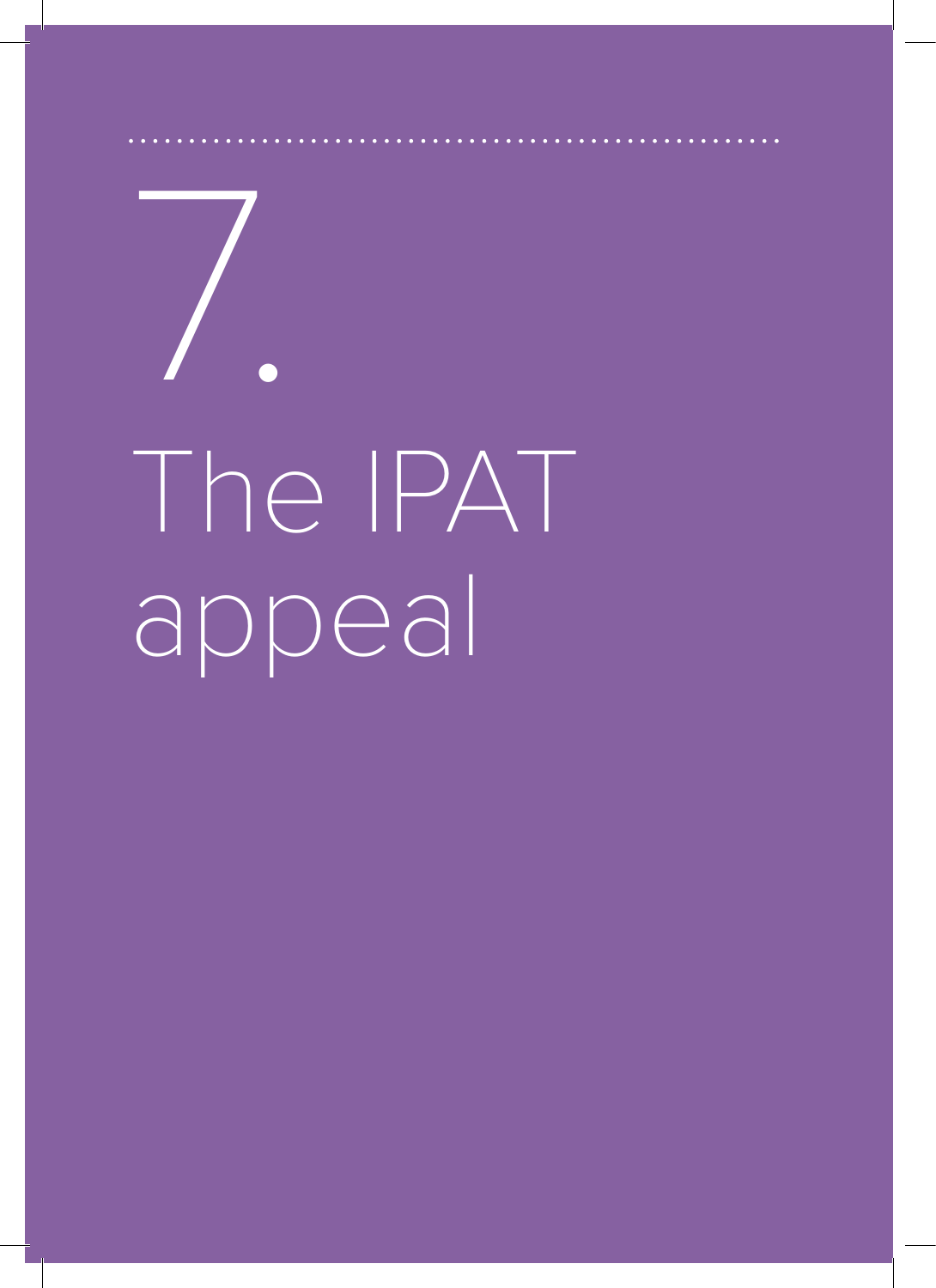# 7. The IPAT appeal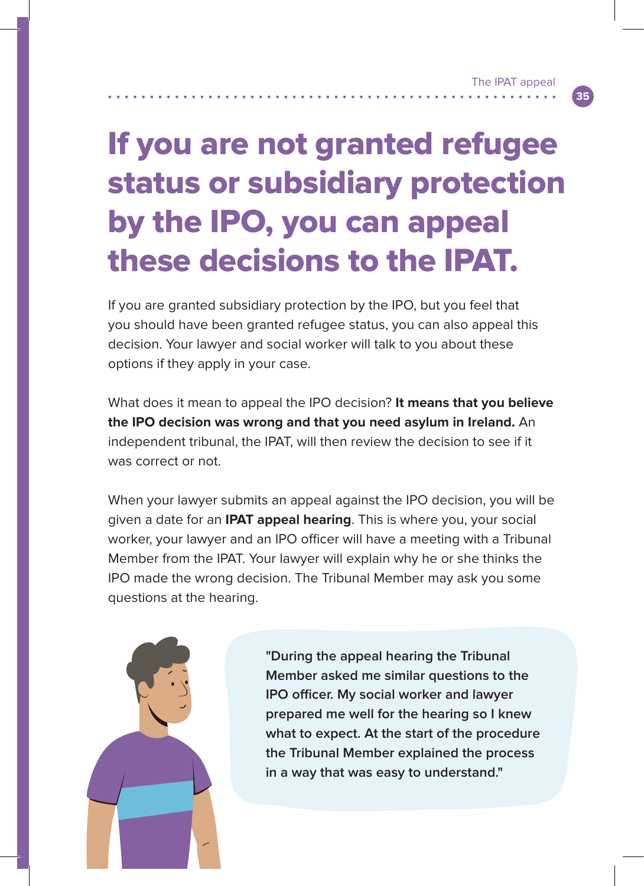# If you are not granted refugee status or subsidiary protection by the IPO, you can appeal these decisions to the IPAT.

If you are granted subsidiary protection by the IPO, but you feel that you should have been granted refugee status, you can also appeal this decision. Your lawyer and social worker will talk to you about these options if they apply in your case.

What does it mean to appeal the IPO decision? **It means that you believe the IPO decision was wrong and that you need asylum in Ireland.** An independent tribunal, the IPAT, will then review the decision to see if it was correct or not.

When your lawyer submits an appeal against the IPO decision, you will be given a date for an **IPAT appeal hearing**. This is where you, your social worker, your lawyer and an IPO officer will have a meeting with a Tribunal Member from the IPAT. Your lawyer will explain why he or she thinks the IPO made the wrong decision. The Tribunal Member may ask you some questions at the hearing.

> **"During the appeal hearing the Tribunal Member asked me similar questions to the IPO officer. My social worker and lawyer prepared me well for the hearing so I knew what to expect. At the start of the procedure the Tribunal Member explained the process in a way that was easy to understand."**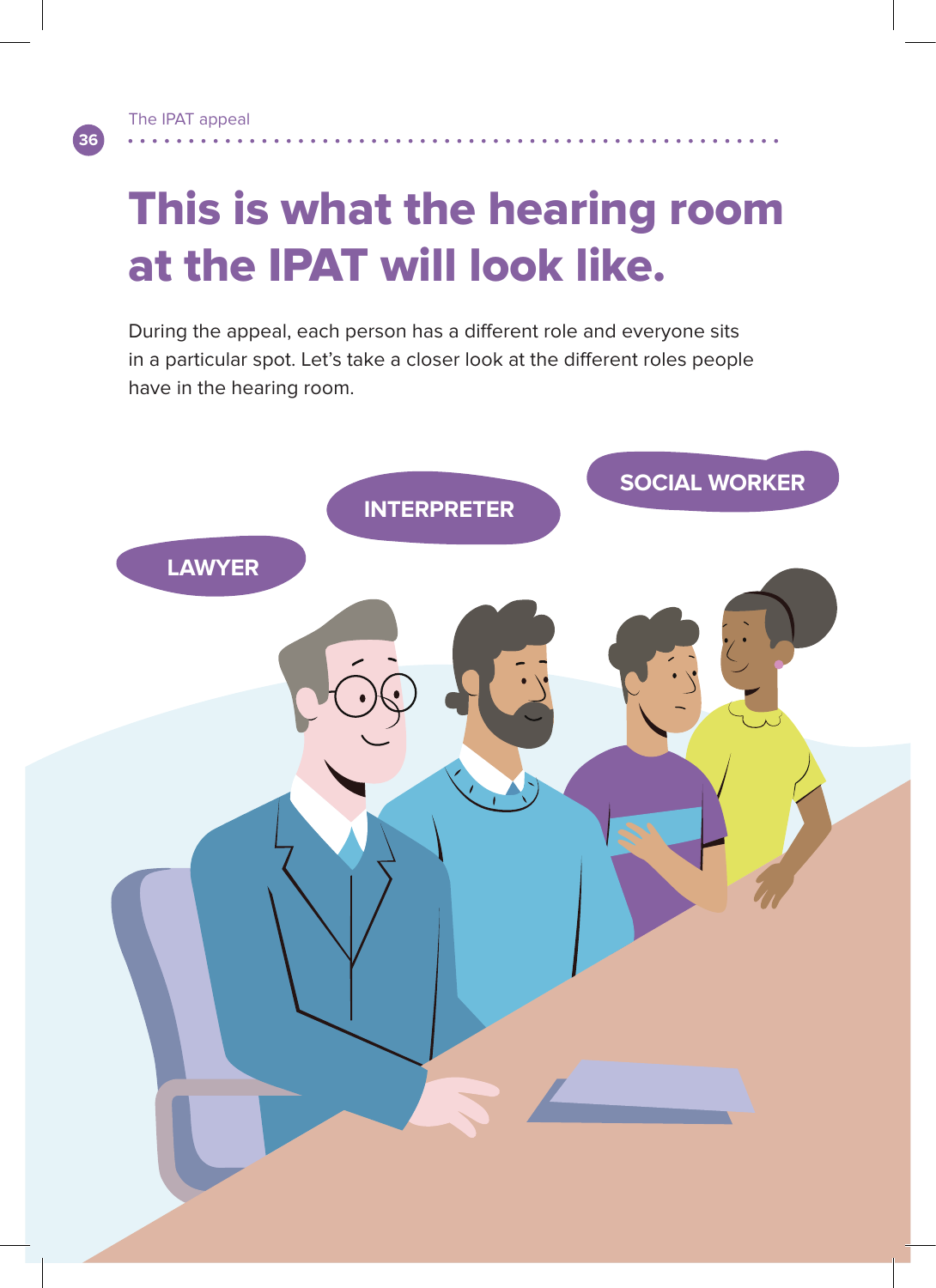# This is what the hearing room at the IPAT will look like.

During the appeal, each person has a different role and everyone sits in a particular spot. Let's take a closer look at the different roles people have in the hearing room.

LAWYER

INTERPRETER

SOCIAL WORKER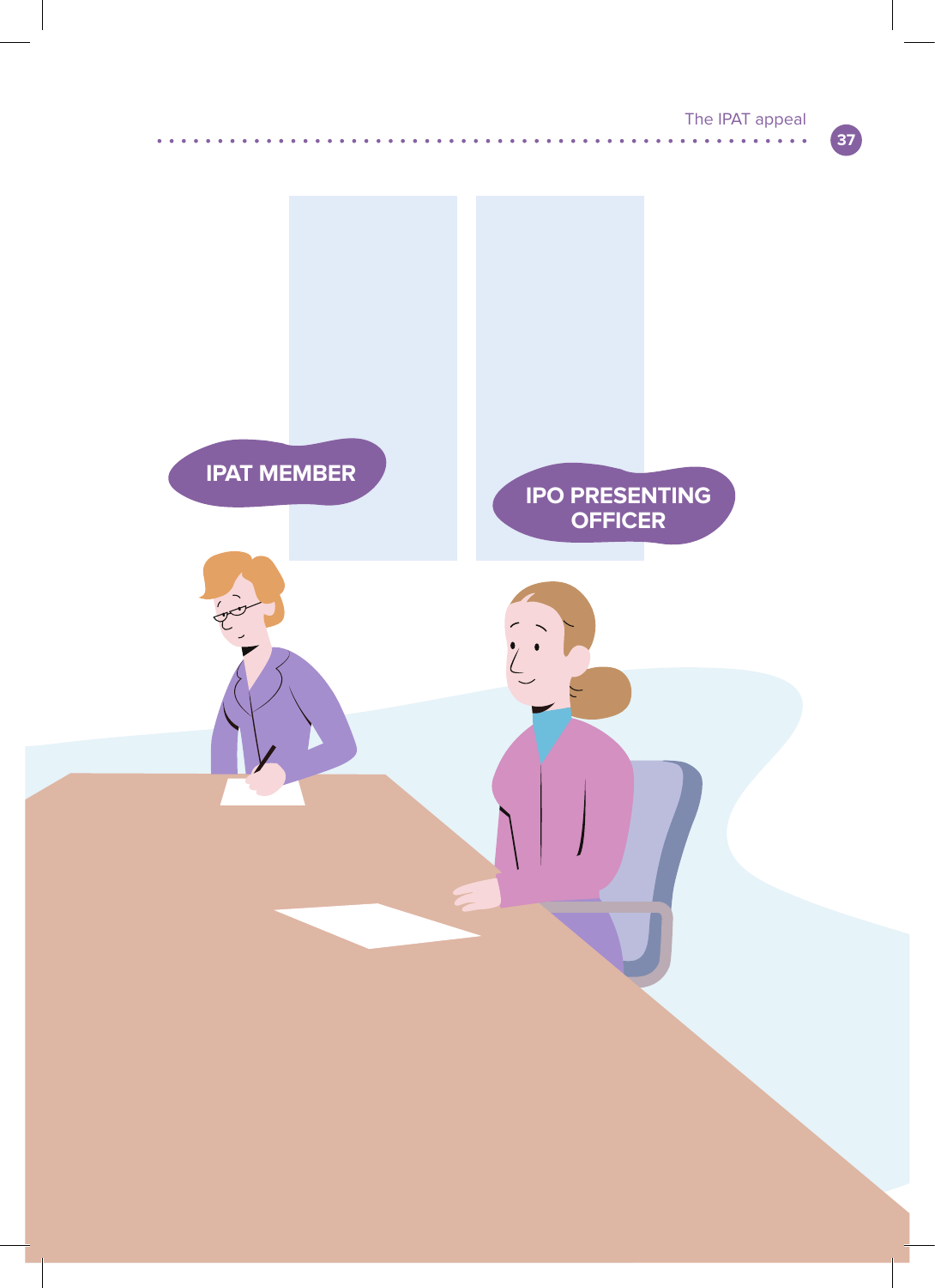IPAT MEMBER

IPO PRESENTING OFFICER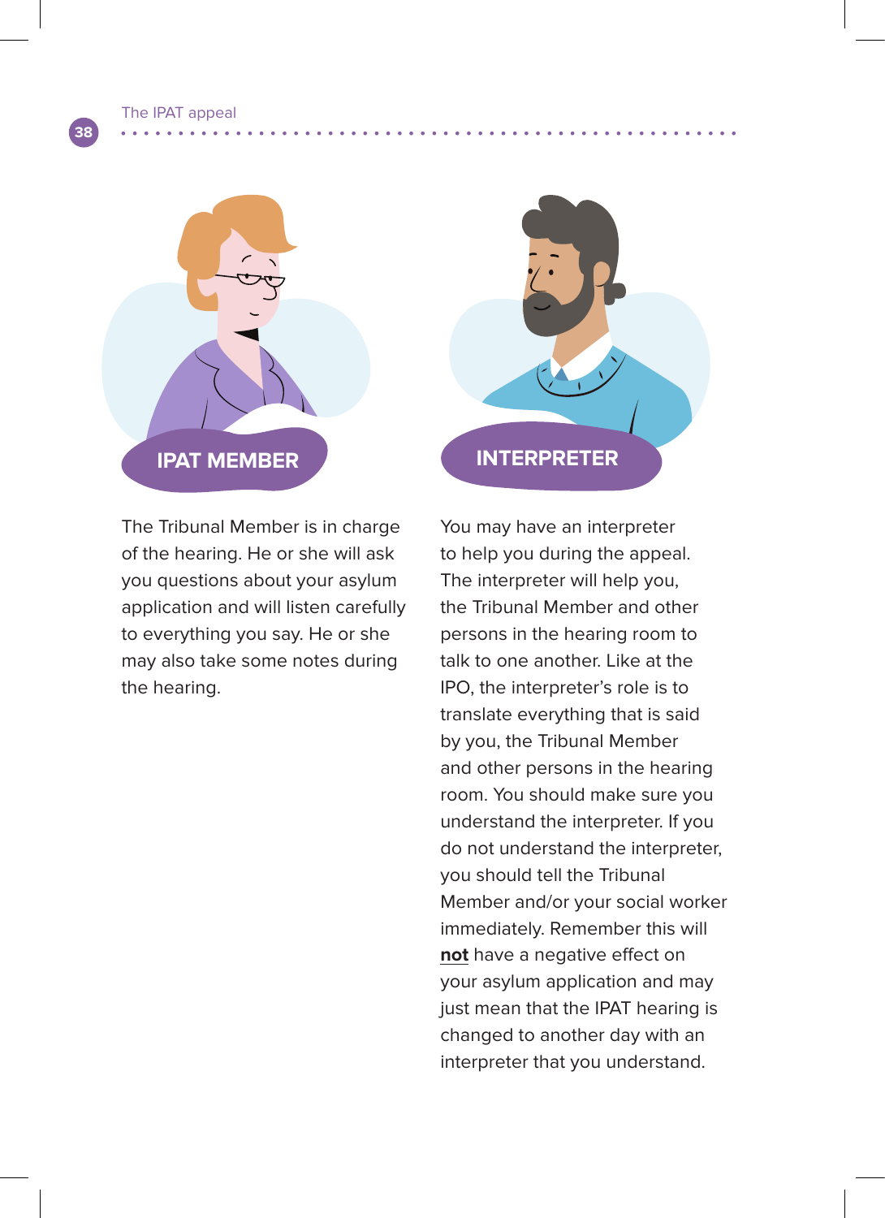## IPAT MEMBER

The Tribunal Member is in charge of the hearing. He or she will ask you questions about your asylum application and will listen carefully to everything you say. He or she may also take some notes during the hearing.

## INTERPRETER

You may have an interpreter to help you during the appeal. The interpreter will help you, the Tribunal Member and other persons in the hearing room to talk to one another. Like at the IPO, the interpreter's role is to translate everything that is said by you, the Tribunal Member and other persons in the hearing room. You should make sure you understand the interpreter. If you do not understand the interpreter, you should tell the Tribunal Member and/or your social worker immediately. Remember this will **not** have a negative effect on your asylum application and may just mean that the IPAT hearing is changed to another day with an interpreter that you understand.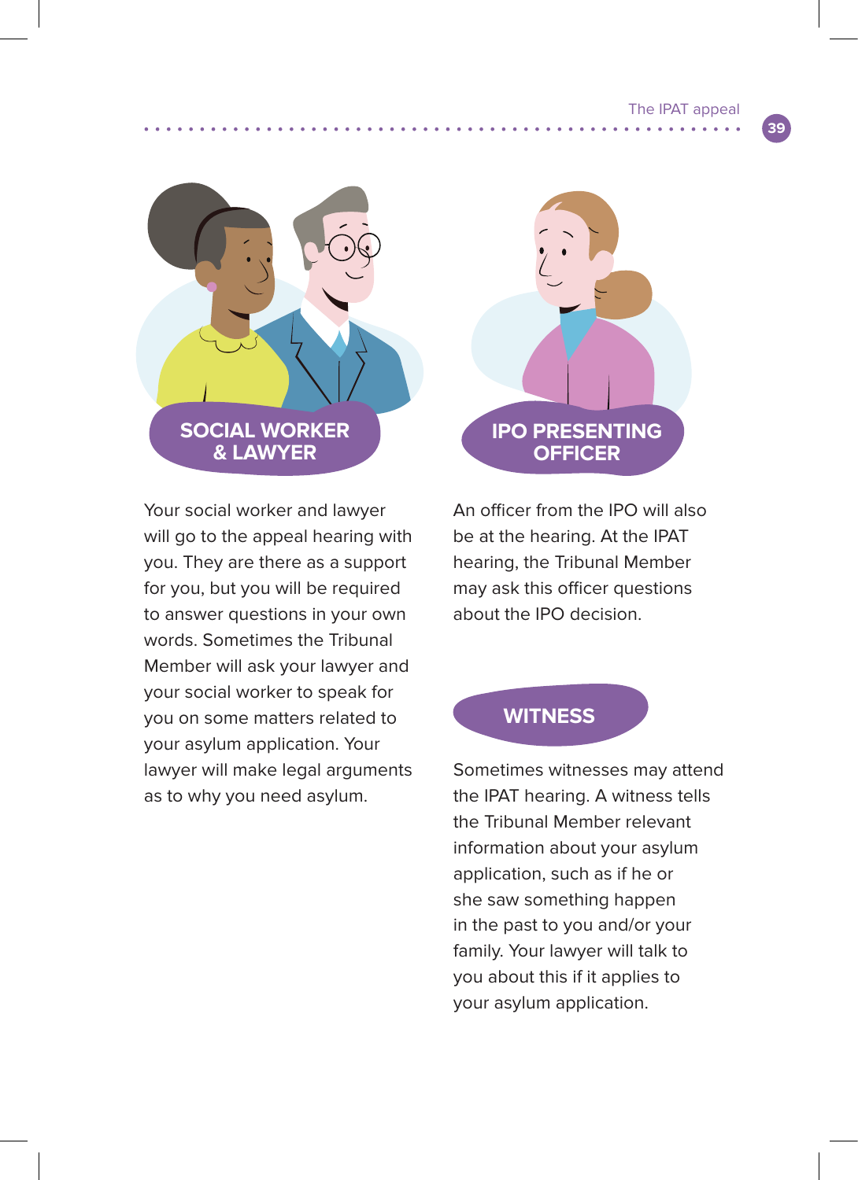## SOCIAL WORKER & LAWYER

Your social worker and lawyer will go to the appeal hearing with you. They are there as a support for you, but you will be required to answer questions in your own words. Sometimes the Tribunal Member will ask your lawyer and your social worker to speak for you on some matters related to your asylum application. Your lawyer will make legal arguments as to why you need asylum.

## IPO PRESENTING OFFICER

An officer from the IPO will also be at the hearing. At the IPAT hearing, the Tribunal Member may ask this officer questions about the IPO decision.

## WITNESS

Sometimes witnesses may attend the IPAT hearing. A witness tells the Tribunal Member relevant information about your asylum application, such as if he or she saw something happen in the past to you and/or your family. Your lawyer will talk to you about this if it applies to your asylum application.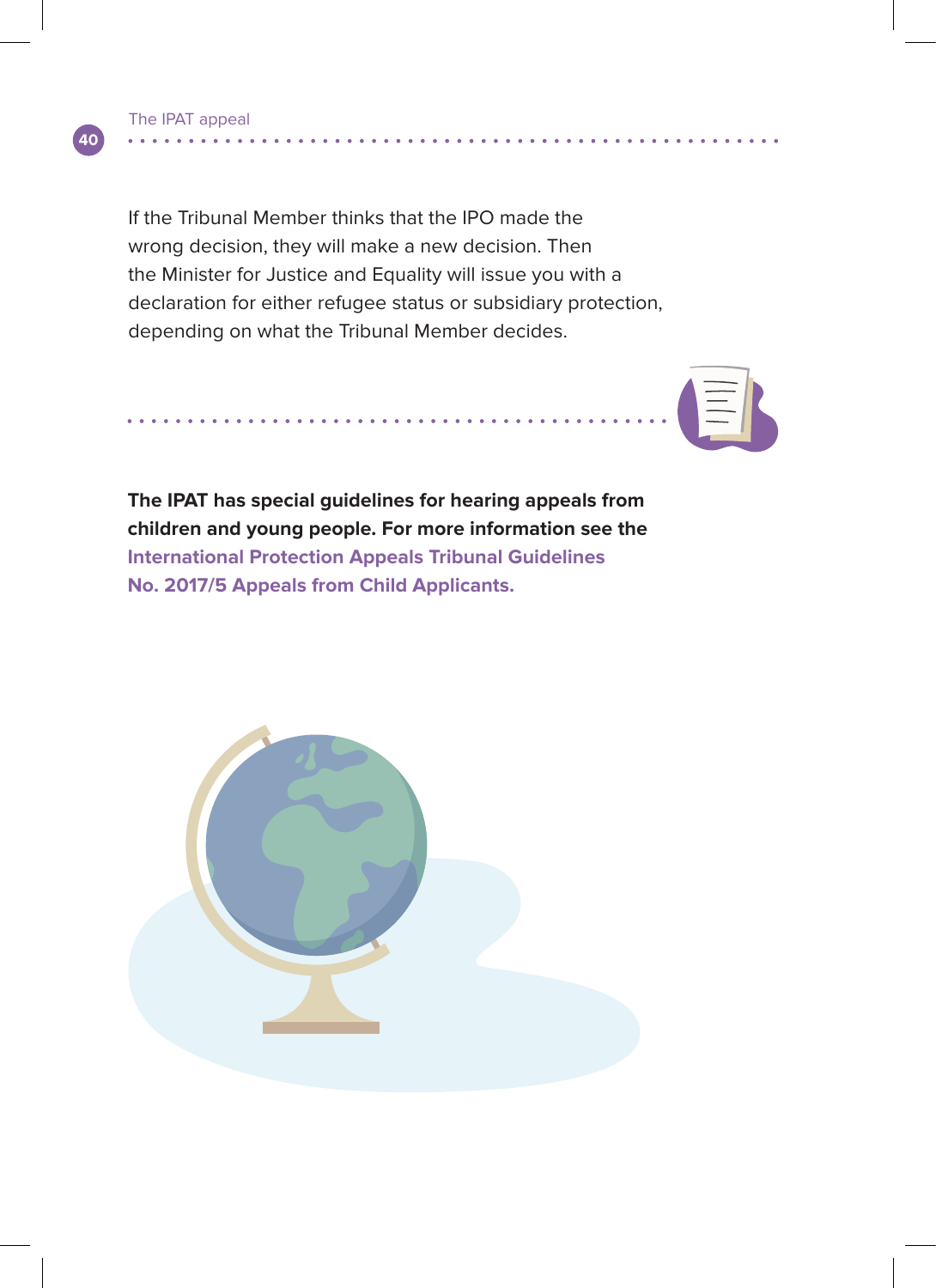If the Tribunal Member thinks that the IPO made the wrong decision, they will make a new decision. Then the Minister for Justice and Equality will issue you with a declaration for either refugee status or subsidiary protection, depending on what the Tribunal Member decides.

**The IPAT has special guidelines for hearing appeals from children and young people. For more information see the International Protection Appeals Tribunal Guidelines No. 2017/5 Appeals from Child Applicants.**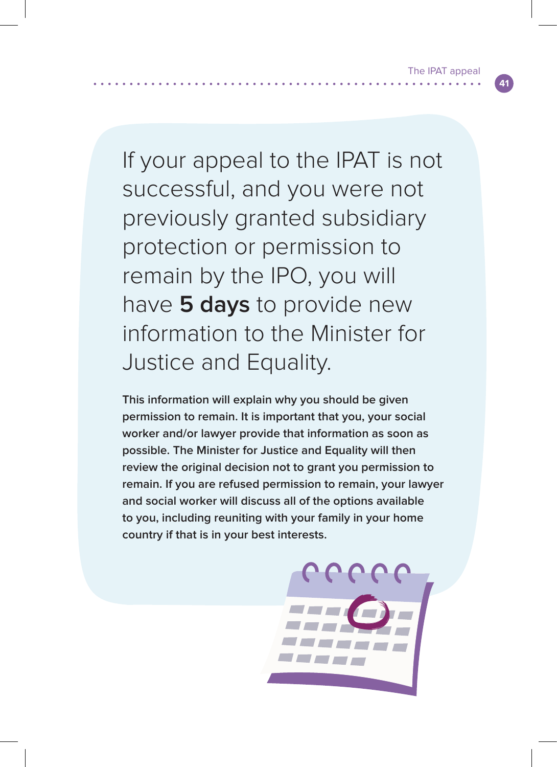If your appeal to the IPAT is not successful, and you were not previously granted subsidiary protection or permission to remain by the IPO, you will have **5 days** to provide new information to the Minister for Justice and Equality.

**This information will explain why you should be given permission to remain. It is important that you, your social worker and/or lawyer provide that information as soon as possible. The Minister for Justice and Equality will then review the original decision not to grant you permission to remain. If you are refused permission to remain, your lawyer and social worker will discuss all of the options available to you, including reuniting with your family in your home country if that is in your best interests.**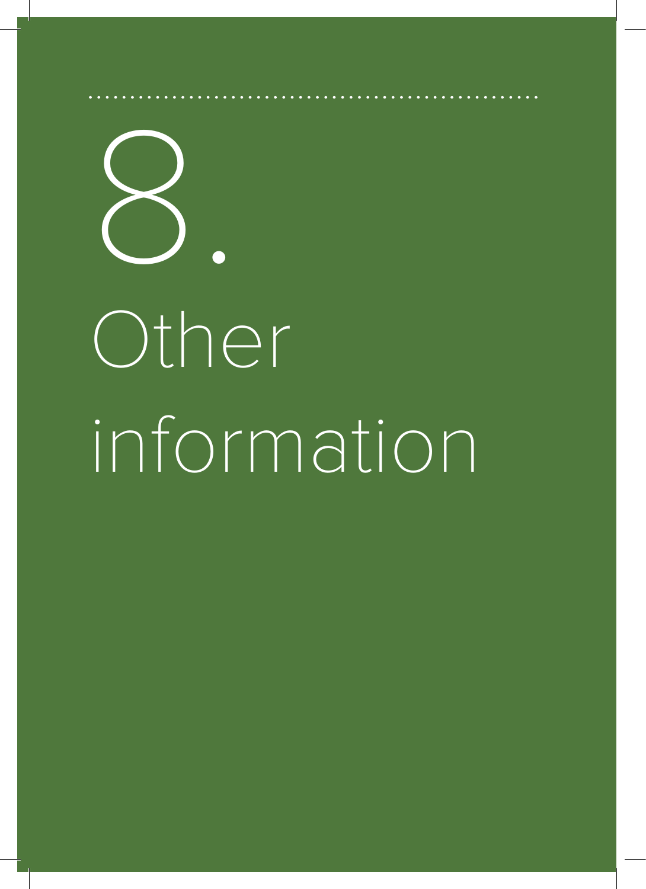# 8. Other information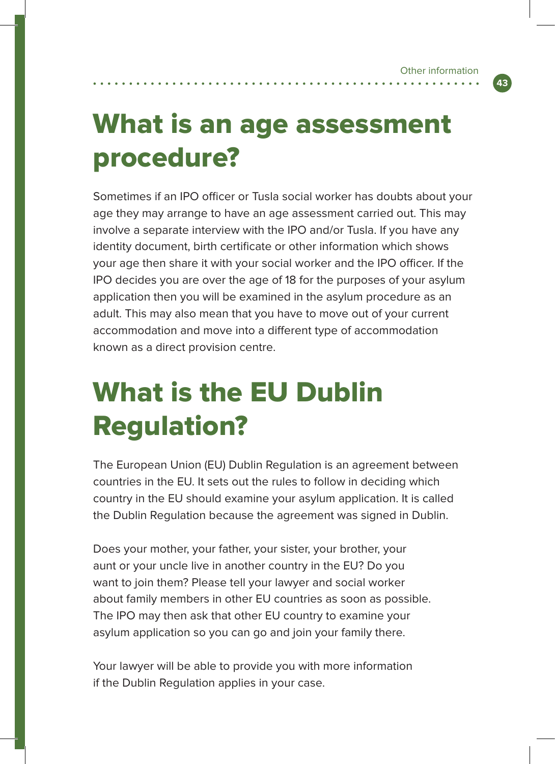# What is an age assessment procedure?

Sometimes if an IPO officer or Tusla social worker has doubts about your age they may arrange to have an age assessment carried out. This may involve a separate interview with the IPO and/or Tusla. If you have any identity document, birth certificate or other information which shows your age then share it with your social worker and the IPO officer. If the IPO decides you are over the age of 18 for the purposes of your asylum application then you will be examined in the asylum procedure as an adult. This may also mean that you have to move out of your current accommodation and move into a different type of accommodation known as a direct provision centre.

# What is the EU Dublin Regulation?

The European Union (EU) Dublin Regulation is an agreement between countries in the EU. It sets out the rules to follow in deciding which country in the EU should examine your asylum application. It is called the Dublin Regulation because the agreement was signed in Dublin.

Does your mother, your father, your sister, your brother, your aunt or your uncle live in another country in the EU? Do you want to join them? Please tell your lawyer and social worker about family members in other EU countries as soon as possible. The IPO may then ask that other EU country to examine your asylum application so you can go and join your family there.

Your lawyer will be able to provide you with more information if the Dublin Regulation applies in your case.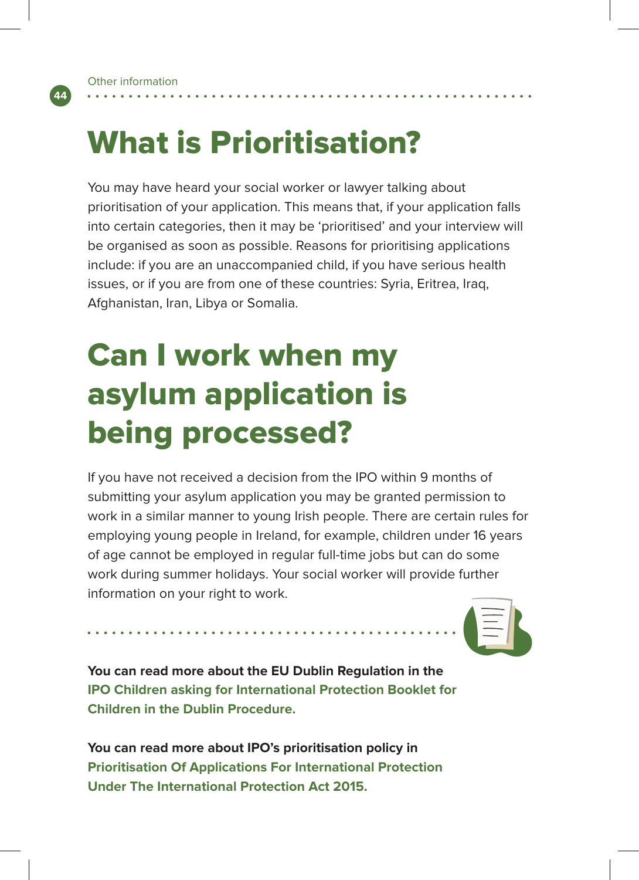# What is Prioritisation?

You may have heard your social worker or lawyer talking about prioritisation of your application. This means that, if your application falls into certain categories, then it may be 'prioritised' and your interview will be organised as soon as possible. Reasons for prioritising applications include: if you are an unaccompanied child, if you have serious health issues, or if you are from one of these countries: Syria, Eritrea, Iraq, Afghanistan, Iran, Libya or Somalia.

# Can I work when my asylum application is being processed?

If you have not received a decision from the IPO within 9 months of submitting your asylum application you may be granted permission to work in a similar manner to young Irish people. There are certain rules for employing young people in Ireland, for example, children under 16 years of age cannot be employed in regular full-time jobs but can do some work during summer holidays. Your social worker will provide further information on your right to work.

**You can read more about the EU Dublin Regulation in the IPO Children asking for International Protection Booklet for Children in the Dublin Procedure.**

**You can read more about IPO's prioritisation policy in Prioritisation Of Applications For International Protection Under The International Protection Act 2015.**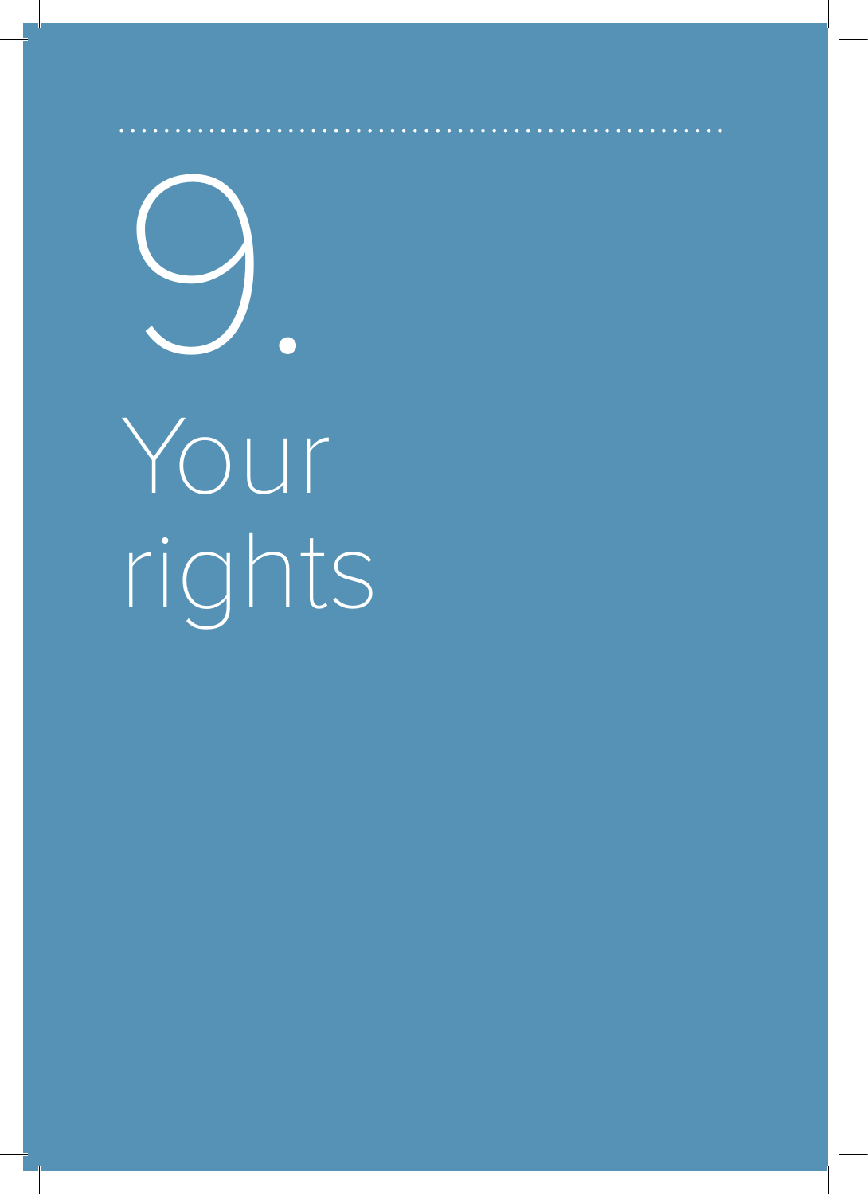# 9. Your rights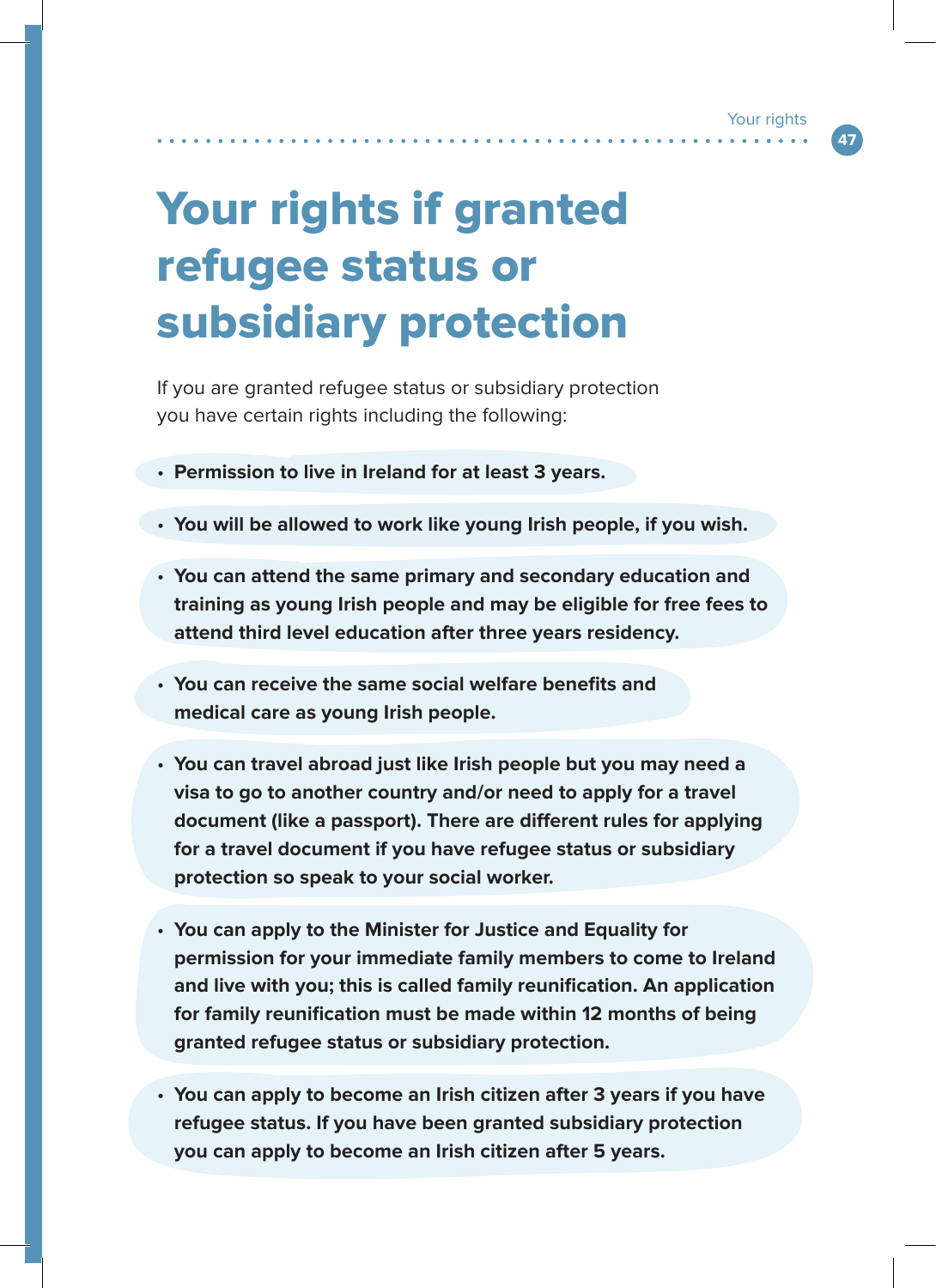# Your rights if granted refugee status or subsidiary protection

If you are granted refugee status or subsidiary protection you have certain rights including the following:

- **Permission to live in Ireland for at least 3 years.**
- **You will be allowed to work like young Irish people, if you wish.**
- **You can attend the same primary and secondary education and training as young Irish people and may be eligible for free fees to attend third level education after three years residency.**
- **You can receive the same social welfare benefits and medical care as young Irish people.**
- **You can travel abroad just like Irish people but you may need a visa to go to another country and/or need to apply for a travel document (like a passport). There are different rules for applying for a travel document if you have refugee status or subsidiary protection so speak to your social worker.**
- **You can apply to the Minister for Justice and Equality for permission for your immediate family members to come to Ireland and live with you; this is called family reunification. An application for family reunification must be made within 12 months of being granted refugee status or subsidiary protection.**
- **You can apply to become an Irish citizen after 3 years if you have refugee status. If you have been granted subsidiary protection you can apply to become an Irish citizen after 5 years.**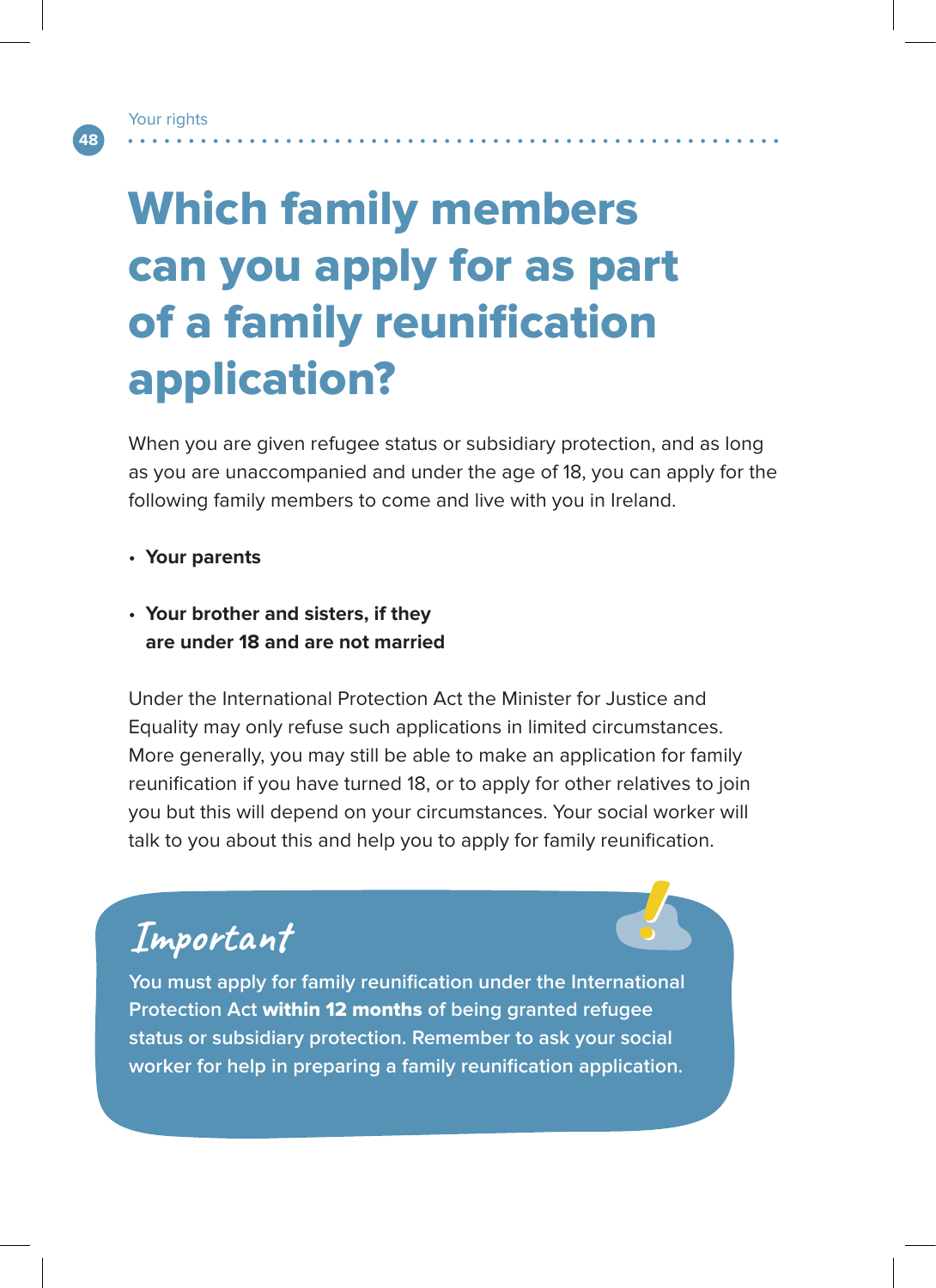# Which family members can you apply for as part of a family reunification application?

When you are given refugee status or subsidiary protection, and as long as you are unaccompanied and under the age of 18, you can apply for the following family members to come and live with you in Ireland.

- **Your parents**
- **Your brother and sisters, if they are under 18 and are not married**

Under the International Protection Act the Minister for Justice and Equality may only refuse such applications in limited circumstances. More generally, you may still be able to make an application for family reunification if you have turned 18, or to apply for other relatives to join you but this will depend on your circumstances. Your social worker will talk to you about this and help you to apply for family reunification.

## Important

You must apply for family reunification under the International Protection Act **within 12 months** of being granted refugee status or subsidiary protection. Remember to ask your social worker for help in preparing a family reunification application.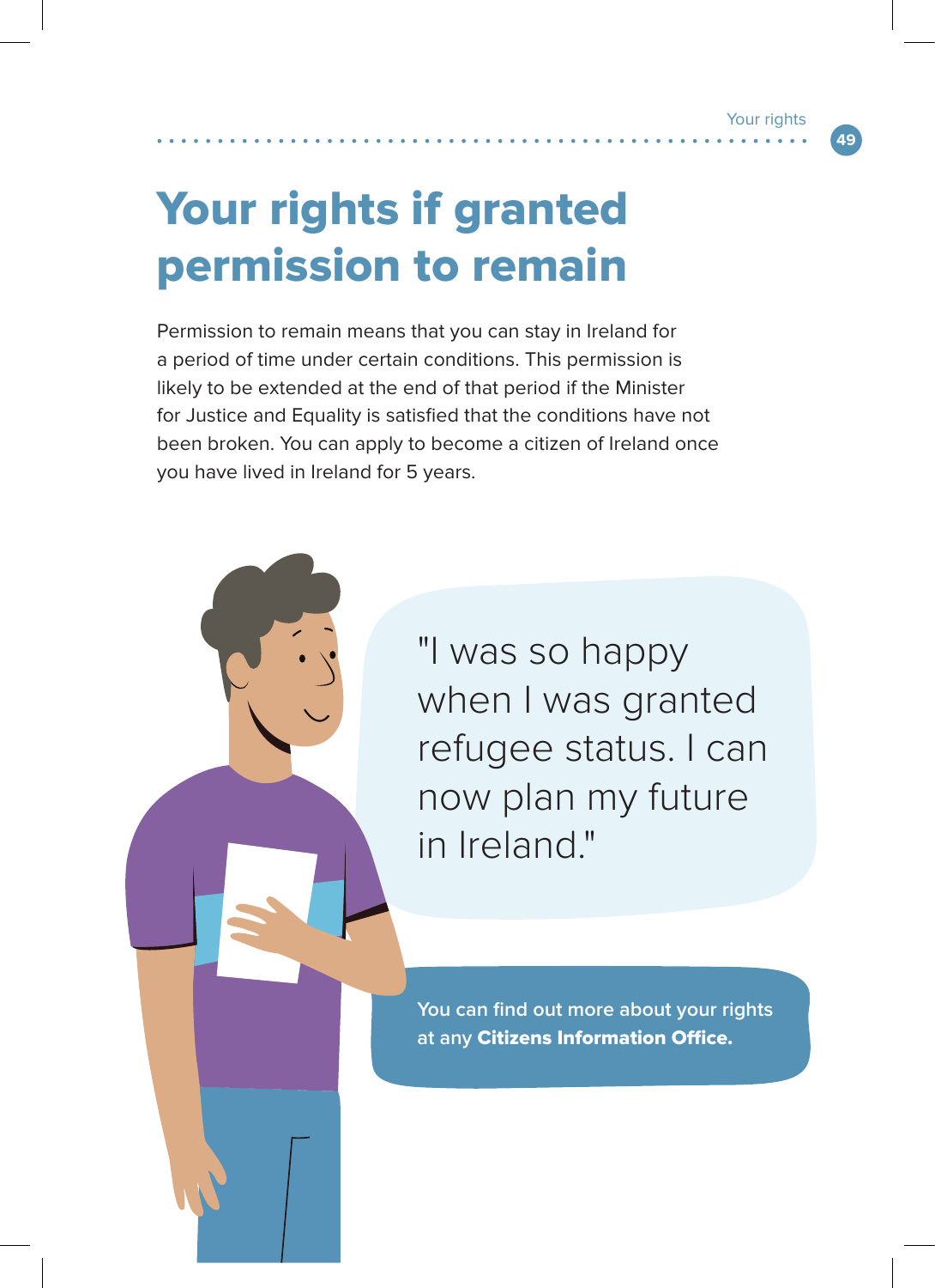# Your rights if granted permission to remain

Permission to remain means that you can stay in Ireland for a period of time under certain conditions. This permission is likely to be extended at the end of that period if the Minister for Justice and Equality is satisfied that the conditions have not been broken. You can apply to become a citizen of Ireland once you have lived in Ireland for 5 years.

"I was so happy when I was granted refugee status. I can now plan my future in Ireland."

You can find out more about your rights at any **Citizens Information Office.**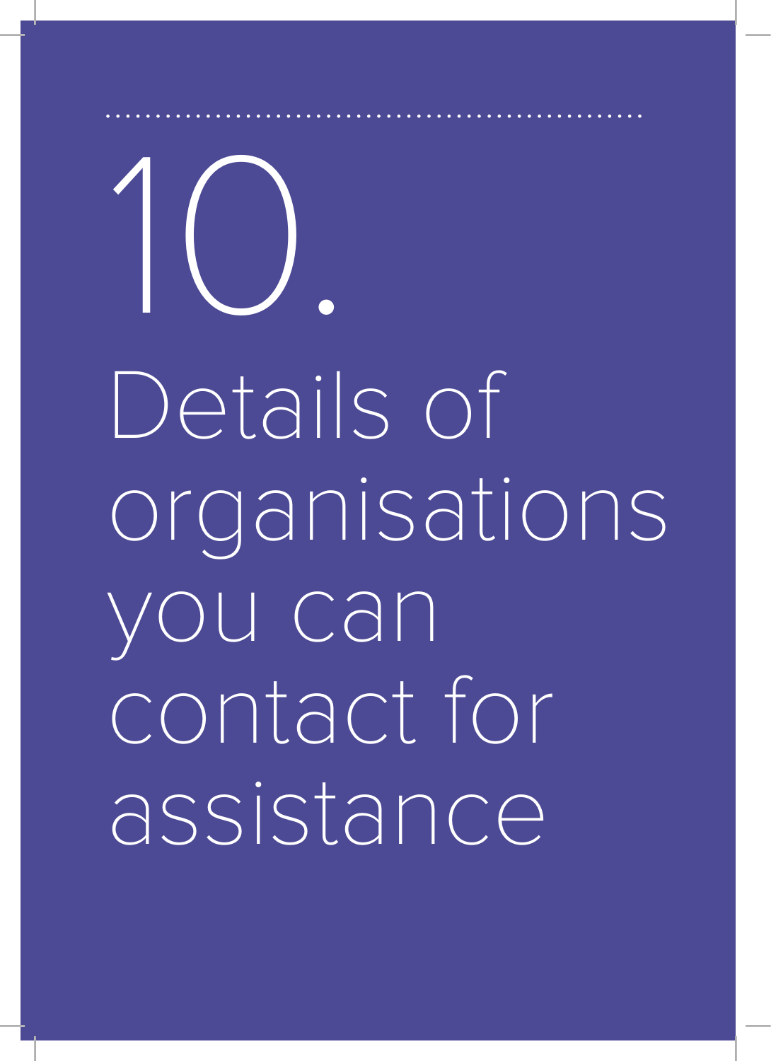# 10. Details of organisations you can contact for assistance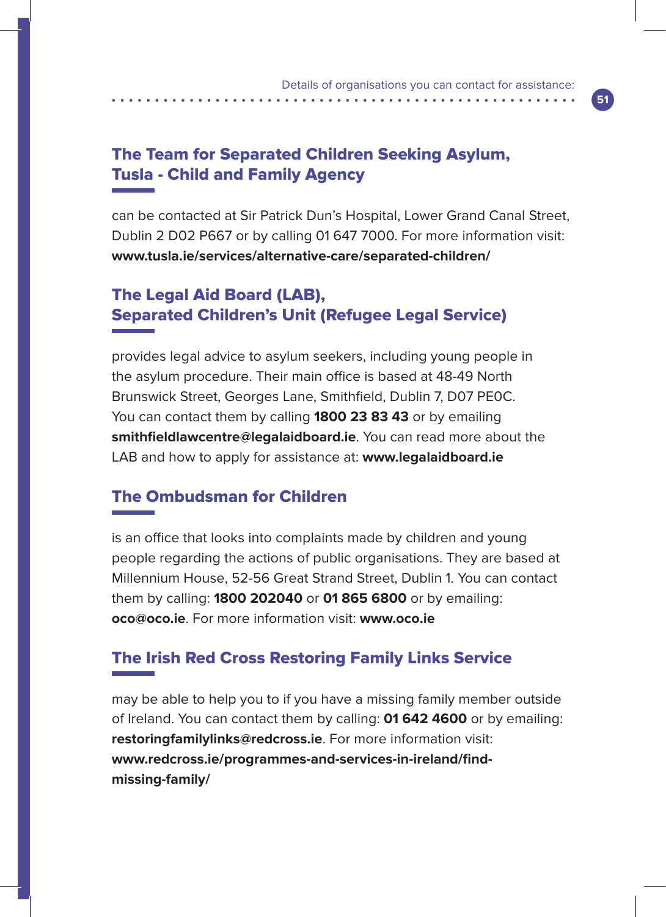## The Team for Separated Children Seeking Asylum, Tusla - Child and Family Agency

can be contacted at Sir Patrick Dun's Hospital, Lower Grand Canal Street, Dublin 2 D02 P667 or by calling 01 647 7000. For more information visit: **www.tusla.ie/services/alternative-care/separated-children/**

## The Legal Aid Board (LAB), Separated Children's Unit (Refugee Legal Service)

provides legal advice to asylum seekers, including young people in the asylum procedure. Their main office is based at 48-49 North Brunswick Street, Georges Lane, Smithfield, Dublin 7, D07 PE0C. You can contact them by calling **1800 23 83 43** or by emailing **smithfieldlawcentre@legalaidboard.ie**. You can read more about the LAB and how to apply for assistance at: **www.legalaidboard.ie**

## The Ombudsman for Children

is an office that looks into complaints made by children and young people regarding the actions of public organisations. They are based at Millennium House, 52-56 Great Strand Street, Dublin 1. You can contact them by calling: **1800 202040** or **01 865 6800** or by emailing: **oco@oco.ie**. For more information visit: **www.oco.ie**

## The Irish Red Cross Restoring Family Links Service

may be able to help you to if you have a missing family member outside of Ireland. You can contact them by calling: **01 642 4600** or by emailing: **restoringfamilylinks@redcross.ie**. For more information visit: **www.redcross.ie/programmes-and-services-in-ireland/find-missing-family/**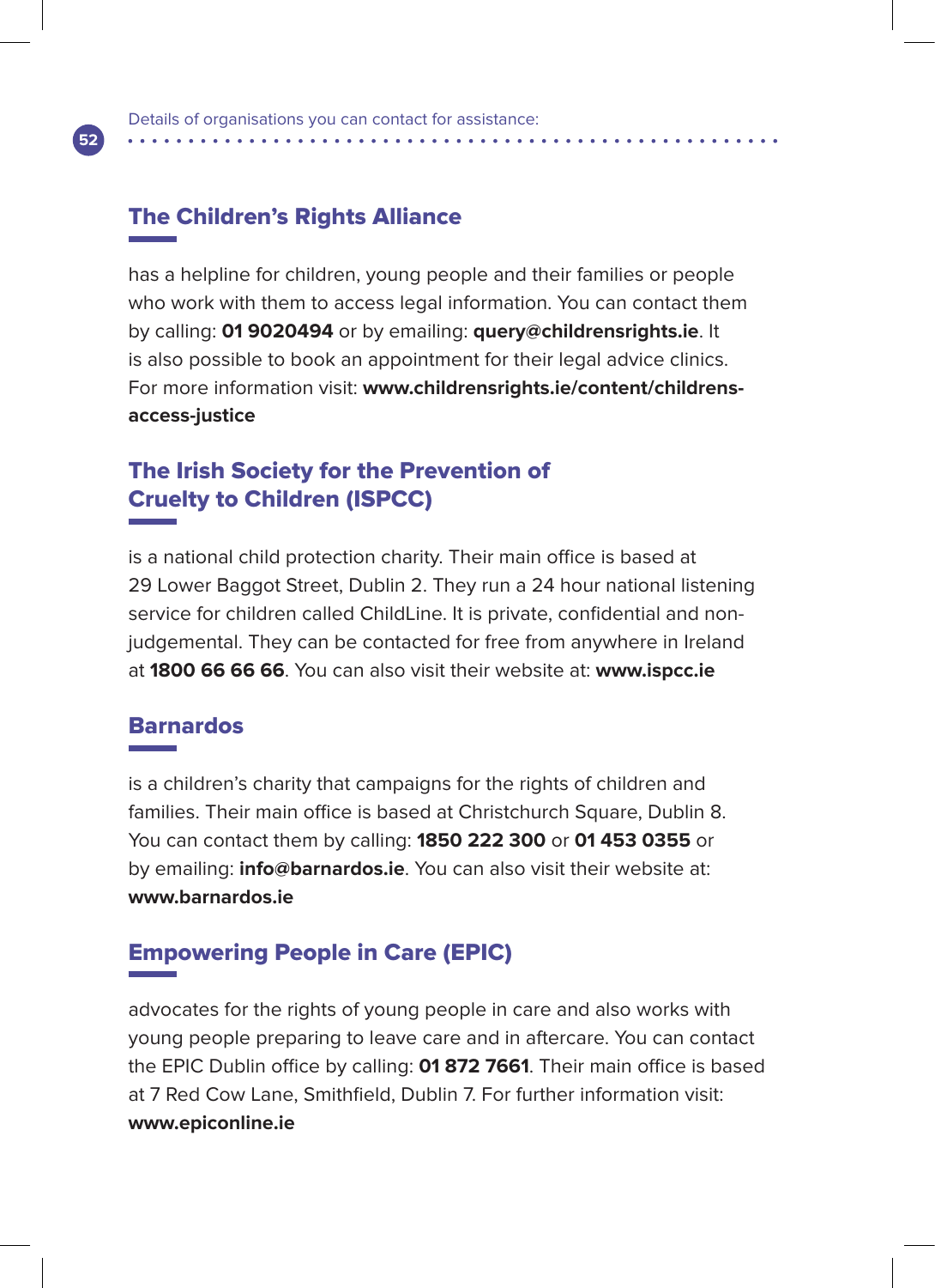Details of organisations you can contact for assistance:

## The Children's Rights Alliance

has a helpline for children, young people and their families or people who work with them to access legal information. You can contact them by calling: **01 9020494** or by emailing: **query@childrensrights.ie**. It is also possible to book an appointment for their legal advice clinics. For more information visit: **www.childrensrights.ie/content/childrens-access-justice**

## The Irish Society for the Prevention of Cruelty to Children (ISPCC)

is a national child protection charity. Their main office is based at 29 Lower Baggot Street, Dublin 2. They run a 24 hour national listening service for children called ChildLine. It is private, confidential and non-judgemental. They can be contacted for free from anywhere in Ireland at **1800 66 66 66**. You can also visit their website at: **www.ispcc.ie**

## Barnardos

is a children's charity that campaigns for the rights of children and families. Their main office is based at Christchurch Square, Dublin 8. You can contact them by calling: **1850 222 300** or **01 453 0355** or by emailing: **info@barnardos.ie**. You can also visit their website at: **www.barnardos.ie**

## Empowering People in Care (EPIC)

advocates for the rights of young people in care and also works with young people preparing to leave care and in aftercare. You can contact the EPIC Dublin office by calling: **01 872 7661**. Their main office is based at 7 Red Cow Lane, Smithfield, Dublin 7. For further information visit: **www.epiconline.ie**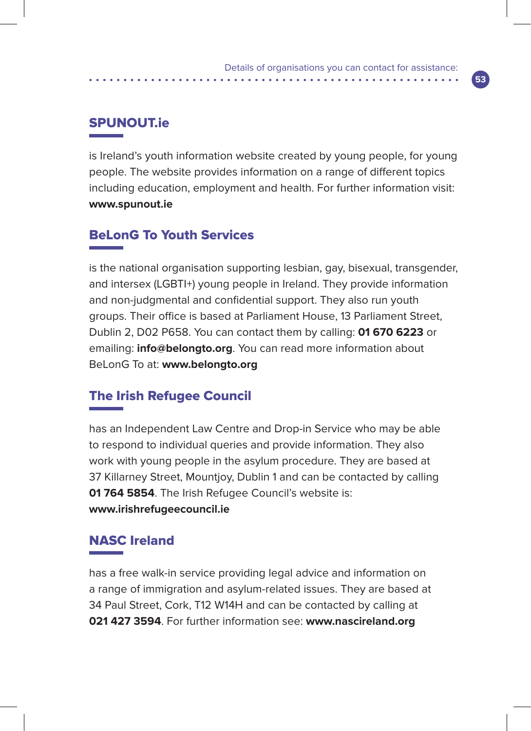Details of organisations you can contact for assistance:

## SPUNOUT.ie

is Ireland's youth information website created by young people, for young people. The website provides information on a range of different topics including education, employment and health. For further information visit: **www.spunout.ie**

## BeLonG To Youth Services

is the national organisation supporting lesbian, gay, bisexual, transgender, and intersex (LGBTI+) young people in Ireland. They provide information and non-judgmental and confidential support. They also run youth groups. Their office is based at Parliament House, 13 Parliament Street, Dublin 2, D02 P658. You can contact them by calling: **01 670 6223** or emailing: **info@belongto.org**. You can read more information about BeLonG To at: **www.belongto.org**

## The Irish Refugee Council

has an Independent Law Centre and Drop-in Service who may be able to respond to individual queries and provide information. They also work with young people in the asylum procedure. They are based at 37 Killarney Street, Mountjoy, Dublin 1 and can be contacted by calling **01 764 5854**. The Irish Refugee Council's website is: **www.irishrefugeecouncil.ie**

## NASC Ireland

has a free walk-in service providing legal advice and information on a range of immigration and asylum-related issues. They are based at 34 Paul Street, Cork, T12 W14H and can be contacted by calling at **021 427 3594**. For further information see: **www.nascireland.org**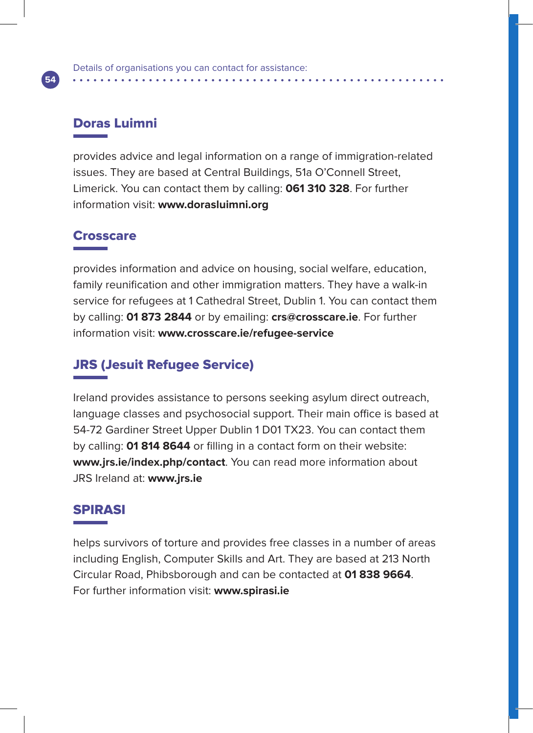Details of organisations you can contact for assistance:

## Doras Luimni

provides advice and legal information on a range of immigration-related issues. They are based at Central Buildings, 51a O'Connell Street, Limerick. You can contact them by calling: **061 310 328**. For further information visit: **www.dorasluimni.org**

## Crosscare

provides information and advice on housing, social welfare, education, family reunification and other immigration matters. They have a walk-in service for refugees at 1 Cathedral Street, Dublin 1. You can contact them by calling: **01 873 2844** or by emailing: **crs@crosscare.ie**. For further information visit: **www.crosscare.ie/refugee-service**

## JRS (Jesuit Refugee Service)

Ireland provides assistance to persons seeking asylum direct outreach, language classes and psychosocial support. Their main office is based at 54-72 Gardiner Street Upper Dublin 1 D01 TX23. You can contact them by calling: **01 814 8644** or filling in a contact form on their website: **www.jrs.ie/index.php/contact**. You can read more information about JRS Ireland at: **www.jrs.ie**

## SPIRASI

helps survivors of torture and provides free classes in a number of areas including English, Computer Skills and Art. They are based at 213 North Circular Road, Phibsborough and can be contacted at **01 838 9664**. For further information visit: **www.spirasi.ie**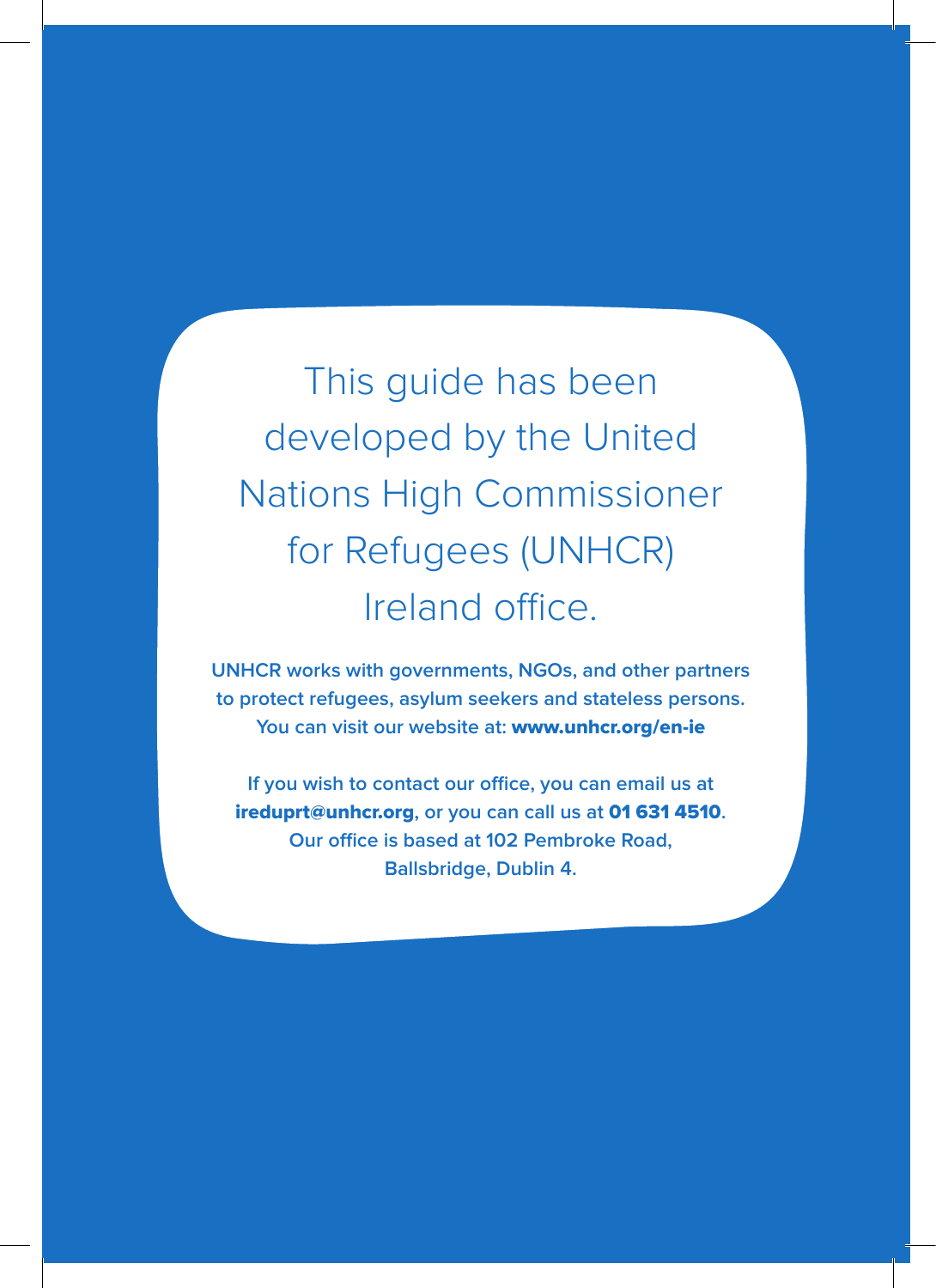This guide has been developed by the United Nations High Commissioner for Refugees (UNHCR) Ireland office.

**UNHCR works with governments, NGOs, and other partners to protect refugees, asylum seekers and stateless persons. You can visit our website at: www.unhcr.org/en-ie**

**If you wish to contact our office, you can email us at ireduprt@unhcr.org, or you can call us at 01 631 4510. Our office is based at 102 Pembroke Road, Ballsbridge, Dublin 4.**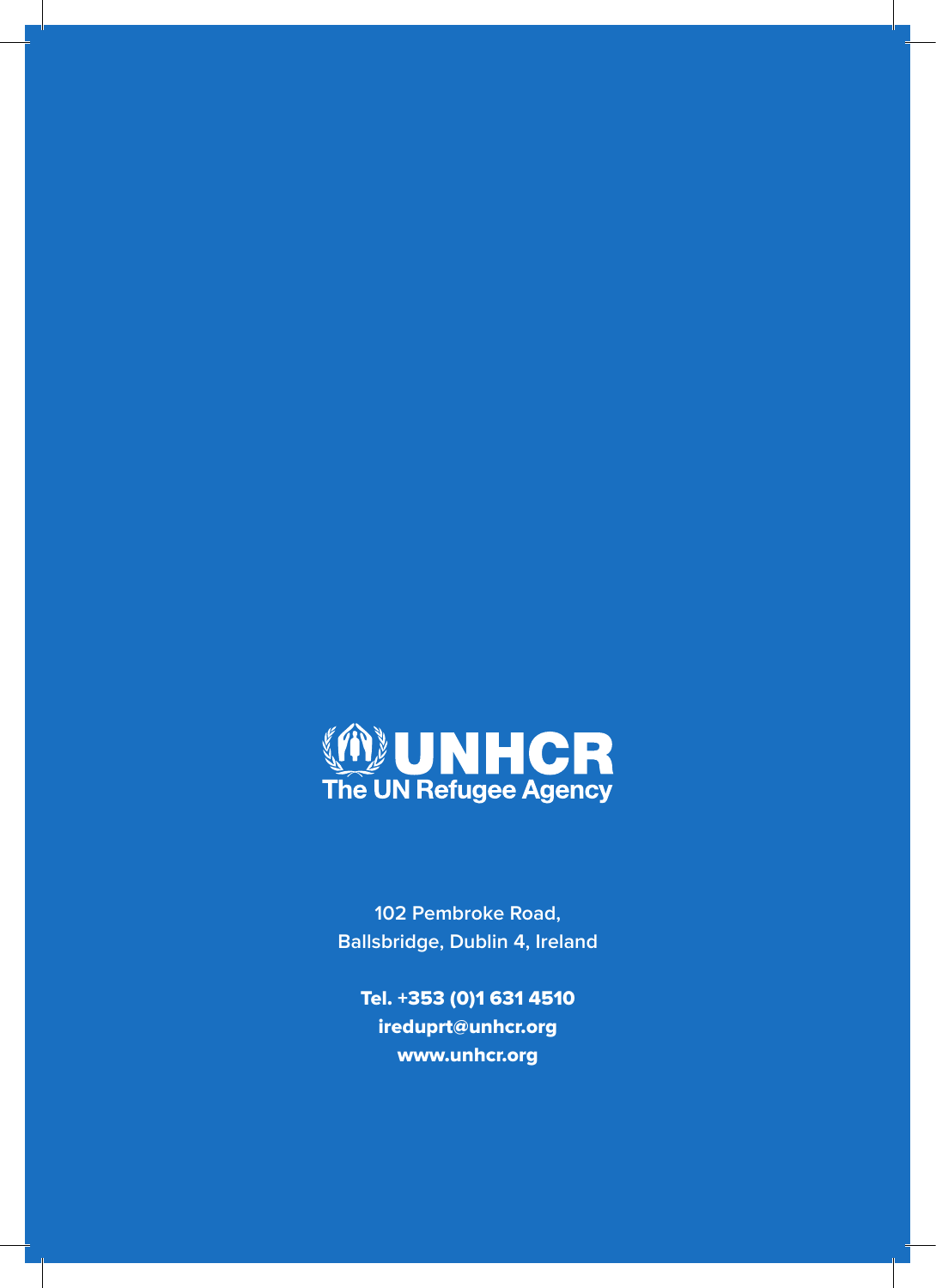UNHCR
The UN Refugee Agency

102 Pembroke Road,
Ballsbridge, Dublin 4, Ireland

Tel. +353 (0)1 631 4510
ireduprt@unhcr.org
www.unhcr.org